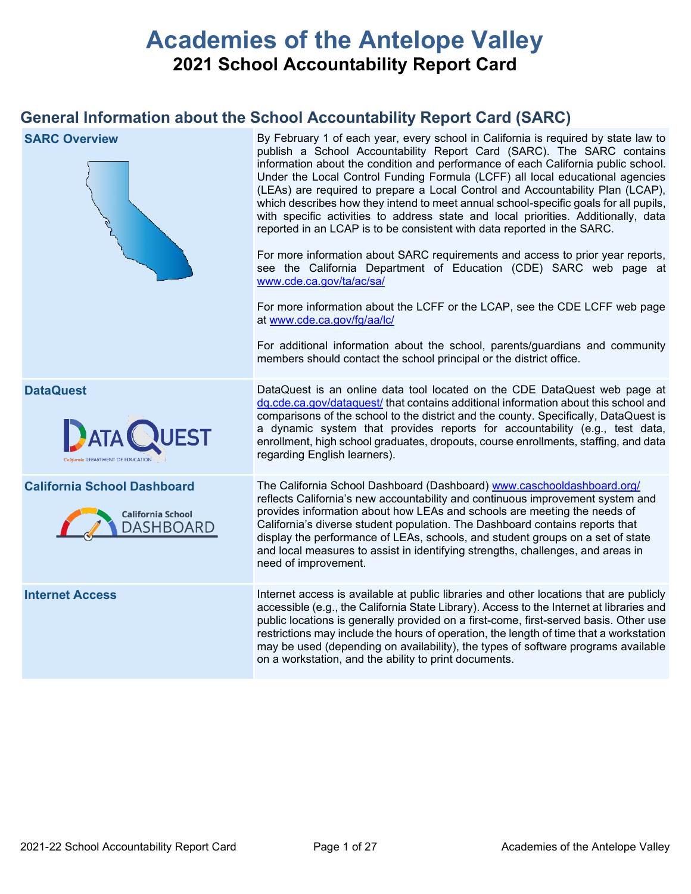# Academies of the Antelope Valley

## 2021 School Accountability Report Card

## General Information about the School Accountability Report Card (SARC)

| | |
|---|---|
| **SARC Overview** | By February 1 of each year, every school in California is required by state law to publish a School Accountability Report Card (SARC). The SARC contains information about the condition and performance of each California public school. Under the Local Control Funding Formula (LCFF) all local educational agencies (LEAs) are required to prepare a Local Control and Accountability Plan (LCAP), which describes how they intend to meet annual school-specific goals for all pupils, with specific activities to address state and local priorities. Additionally, data reported in an LCAP is to be consistent with data reported in the SARC.<br><br>For more information about SARC requirements and access to prior year reports, see the California Department of Education (CDE) SARC web page at www.cde.ca.gov/ta/ac/sa/<br><br>For more information about the LCFF or the LCAP, see the CDE LCFF web page at www.cde.ca.gov/fg/aa/lc/<br><br>For additional information about the school, parents/guardians and community members should contact the school principal or the district office. |
| **DataQuest** | DataQuest is an online data tool located on the CDE DataQuest web page at dq.cde.ca.gov/dataquest/ that contains additional information about this school and comparisons of the school to the district and the county. Specifically, DataQuest is a dynamic system that provides reports for accountability (e.g., test data, enrollment, high school graduates, dropouts, course enrollments, staffing, and data regarding English learners). |
| **California School Dashboard** | The California School Dashboard (Dashboard) www.caschooldashboard.org/ reflects California's new accountability and continuous improvement system and provides information about how LEAs and schools are meeting the needs of California's diverse student population. The Dashboard contains reports that display the performance of LEAs, schools, and student groups on a set of state and local measures to assist in identifying strengths, challenges, and areas in need of improvement. |
| **Internet Access** | Internet access is available at public libraries and other locations that are publicly accessible (e.g., the California State Library). Access to the Internet at libraries and public locations is generally provided on a first-come, first-served basis. Other use restrictions may include the hours of operation, the length of time that a workstation may be used (depending on availability), the types of software programs available on a workstation, and the ability to print documents. |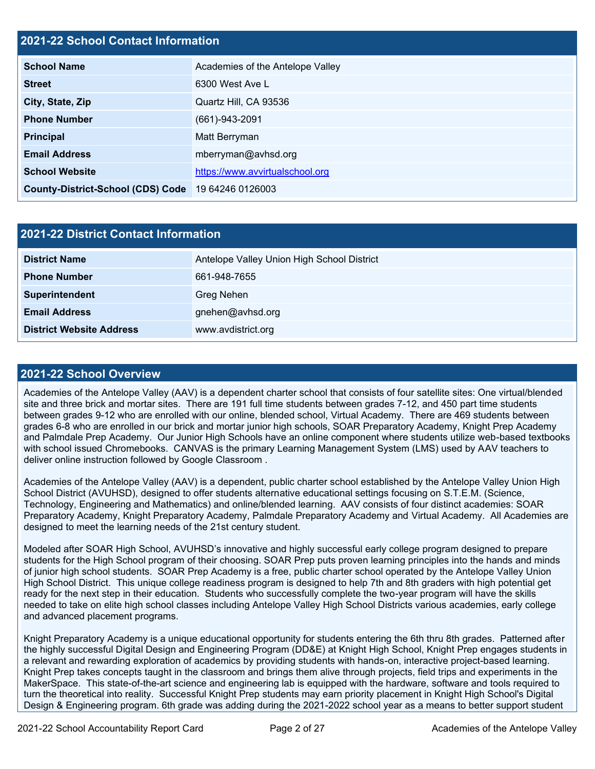## 2021-22 School Contact Information

| 2021-22 School Contact Information | |
|---|---|
| **School Name** | Academies of the Antelope Valley |
| **Street** | 6300 West Ave L |
| **City, State, Zip** | Quartz Hill, CA 93536 |
| **Phone Number** | (661)-943-2091 |
| **Principal** | Matt Berryman |
| **Email Address** | mberryman@avhsd.org |
| **School Website** | https://www.avvirtualschool.org |
| **County-District-School (CDS) Code** | 19 64246 0126003 |

## 2021-22 District Contact Information

| 2021-22 District Contact Information | |
|---|---|
| **District Name** | Antelope Valley Union High School District |
| **Phone Number** | 661-948-7655 |
| **Superintendent** | Greg Nehen |
| **Email Address** | gnehen@avhsd.org |
| **District Website Address** | www.avdistrict.org |

## 2021-22 School Overview

Academies of the Antelope Valley (AAV) is a dependent charter school that consists of four satellite sites: One virtual/blended site and three brick and mortar sites. There are 191 full time students between grades 7-12, and 450 part time students between grades 9-12 who are enrolled with our online, blended school, Virtual Academy. There are 469 students between grades 6-8 who are enrolled in our brick and mortar junior high schools, SOAR Preparatory Academy, Knight Prep Academy and Palmdale Prep Academy. Our Junior High Schools have an online component where students utilize web-based textbooks with school issued Chromebooks. CANVAS is the primary Learning Management System (LMS) used by AAV teachers to deliver online instruction followed by Google Classroom .

Academies of the Antelope Valley (AAV) is a dependent, public charter school established by the Antelope Valley Union High School District (AVUHSD), designed to offer students alternative educational settings focusing on S.T.E.M. (Science, Technology, Engineering and Mathematics) and online/blended learning. AAV consists of four distinct academies: SOAR Preparatory Academy, Knight Preparatory Academy, Palmdale Preparatory Academy and Virtual Academy. All Academies are designed to meet the learning needs of the 21st century student.

Modeled after SOAR High School, AVUHSD's innovative and highly successful early college program designed to prepare students for the High School program of their choosing. SOAR Prep puts proven learning principles into the hands and minds of junior high school students. SOAR Prep Academy is a free, public charter school operated by the Antelope Valley Union High School District. This unique college readiness program is designed to help 7th and 8th graders with high potential get ready for the next step in their education. Students who successfully complete the two-year program will have the skills needed to take on elite high school classes including Antelope Valley High School Districts various academies, early college and advanced placement programs.

Knight Preparatory Academy is a unique educational opportunity for students entering the 6th thru 8th grades. Patterned after the highly successful Digital Design and Engineering Program (DD&E) at Knight High School, Knight Prep engages students in a relevant and rewarding exploration of academics by providing students with hands-on, interactive project-based learning. Knight Prep takes concepts taught in the classroom and brings them alive through projects, field trips and experiments in the MakerSpace. This state-of-the-art science and engineering lab is equipped with the hardware, software and tools required to turn the theoretical into reality. Successful Knight Prep students may earn priority placement in Knight High School's Digital Design & Engineering program. 6th grade was adding during the 2021-2022 school year as a means to better support student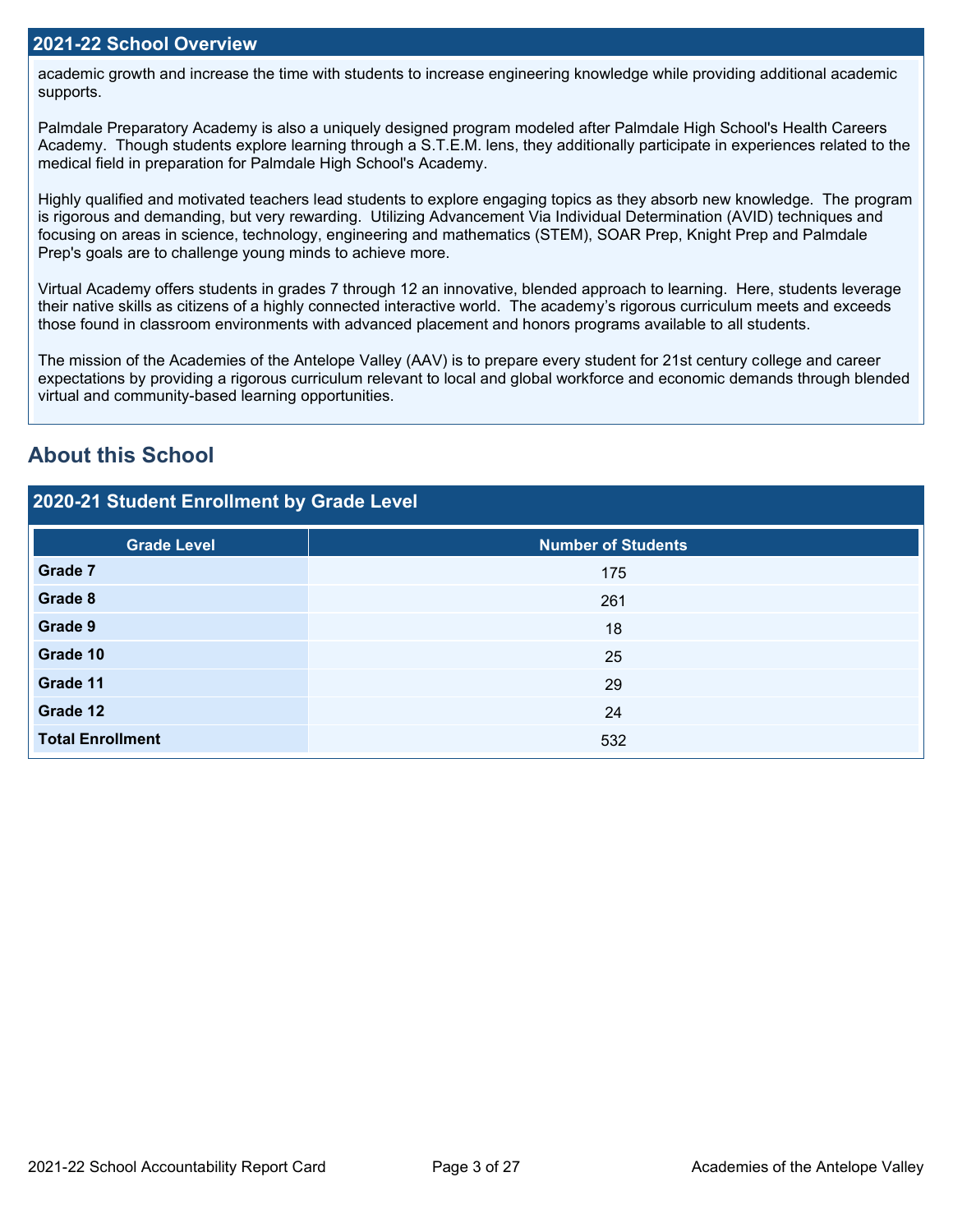## 2021-22 School Overview

academic growth and increase the time with students to increase engineering knowledge while providing additional academic supports.

Palmdale Preparatory Academy is also a uniquely designed program modeled after Palmdale High School's Health Careers Academy.  Though students explore learning through a S.T.E.M. lens, they additionally participate in experiences related to the medical field in preparation for Palmdale High School's Academy.

Highly qualified and motivated teachers lead students to explore engaging topics as they absorb new knowledge.  The program is rigorous and demanding, but very rewarding.  Utilizing Advancement Via Individual Determination (AVID) techniques and focusing on areas in science, technology, engineering and mathematics (STEM), SOAR Prep, Knight Prep and Palmdale Prep's goals are to challenge young minds to achieve more.

Virtual Academy offers students in grades 7 through 12 an innovative, blended approach to learning.  Here, students leverage their native skills as citizens of a highly connected interactive world.  The academy's rigorous curriculum meets and exceeds those found in classroom environments with advanced placement and honors programs available to all students.

The mission of the Academies of the Antelope Valley (AAV) is to prepare every student for 21st century college and career expectations by providing a rigorous curriculum relevant to local and global workforce and economic demands through blended virtual and community-based learning opportunities.

# About this School

## 2020-21 Student Enrollment by Grade Level

| Grade Level | Number of Students |
|---|---|
| **Grade 7** | 175 |
| **Grade 8** | 261 |
| **Grade 9** | 18 |
| **Grade 10** | 25 |
| **Grade 11** | 29 |
| **Grade 12** | 24 |
| **Total Enrollment** | 532 |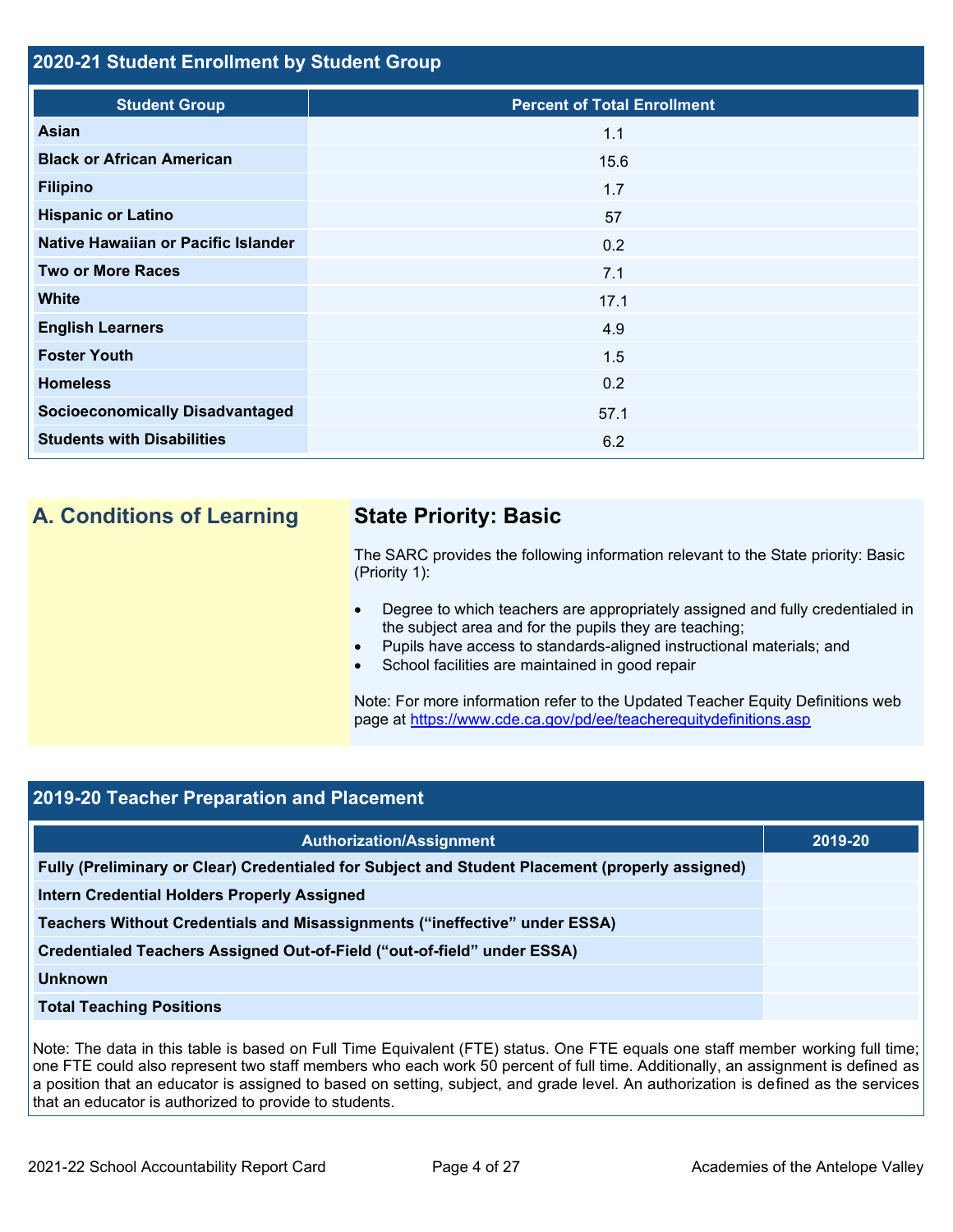## 2020-21 Student Enrollment by Student Group

| Student Group | Percent of Total Enrollment |
|---|---|
| Asian | 1.1 |
| Black or African American | 15.6 |
| Filipino | 1.7 |
| Hispanic or Latino | 57 |
| Native Hawaiian or Pacific Islander | 0.2 |
| Two or More Races | 7.1 |
| White | 17.1 |
| English Learners | 4.9 |
| Foster Youth | 1.5 |
| Homeless | 0.2 |
| Socioeconomically Disadvantaged | 57.1 |
| Students with Disabilities | 6.2 |

## A. Conditions of Learning

### State Priority: Basic

The SARC provides the following information relevant to the State priority: Basic (Priority 1):

- Degree to which teachers are appropriately assigned and fully credentialed in the subject area and for the pupils they are teaching;
- Pupils have access to standards-aligned instructional materials; and
- School facilities are maintained in good repair

Note: For more information refer to the Updated Teacher Equity Definitions web page at https://www.cde.ca.gov/pd/ee/teacherequitydefinitions.asp

## 2019-20 Teacher Preparation and Placement

| Authorization/Assignment | 2019-20 |
|---|---|
| Fully (Preliminary or Clear) Credentialed for Subject and Student Placement (properly assigned) | |
| Intern Credential Holders Properly Assigned | |
| Teachers Without Credentials and Misassignments ("ineffective" under ESSA) | |
| Credentialed Teachers Assigned Out-of-Field ("out-of-field" under ESSA) | |
| Unknown | |
| Total Teaching Positions | |

Note: The data in this table is based on Full Time Equivalent (FTE) status. One FTE equals one staff member working full time; one FTE could also represent two staff members who each work 50 percent of full time. Additionally, an assignment is defined as a position that an educator is assigned to based on setting, subject, and grade level. An authorization is defined as the services that an educator is authorized to provide to students.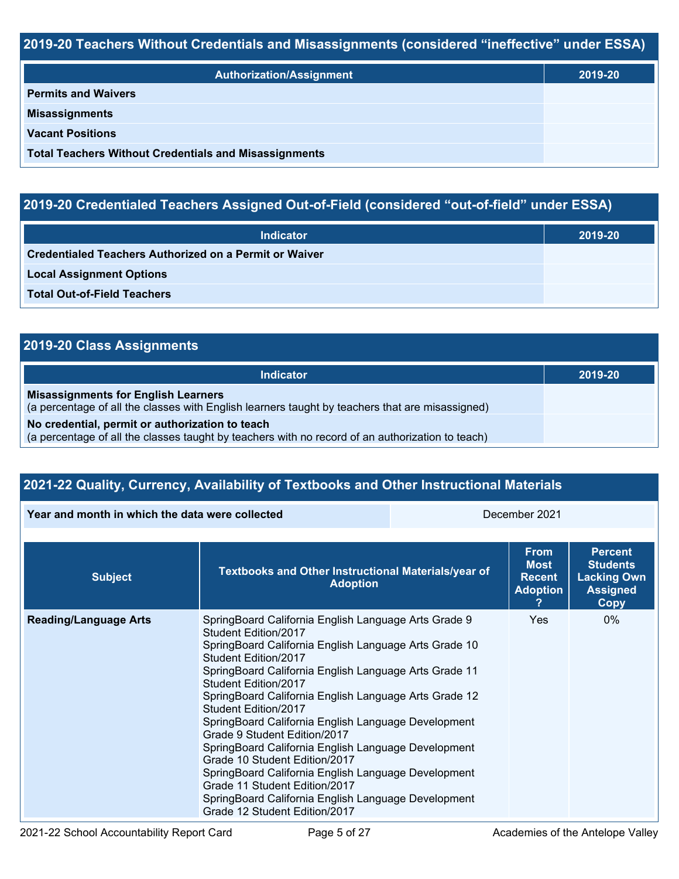## 2019-20 Teachers Without Credentials and Misassignments (considered "ineffective" under ESSA)

| Authorization/Assignment | 2019-20 |
| --- | --- |
| **Permits and Waivers** | |
| **Misassignments** | |
| **Vacant Positions** | |
| **Total Teachers Without Credentials and Misassignments** | |

## 2019-20 Credentialed Teachers Assigned Out-of-Field (considered "out-of-field" under ESSA)

| Indicator | 2019-20 |
| --- | --- |
| **Credentialed Teachers Authorized on a Permit or Waiver** | |
| **Local Assignment Options** | |
| **Total Out-of-Field Teachers** | |

## 2019-20 Class Assignments

| Indicator | 2019-20 |
| --- | --- |
| **Misassignments for English Learners** (a percentage of all the classes with English learners taught by teachers that are misassigned) | |
| **No credential, permit or authorization to teach** (a percentage of all the classes taught by teachers with no record of an authorization to teach) | |

## 2021-22 Quality, Currency, Availability of Textbooks and Other Instructional Materials

| Year and month in which the data were collected | December 2021 |
| --- | --- |

| Subject | Textbooks and Other Instructional Materials/year of Adoption | From Most Recent Adoption ? | Percent Students Lacking Own Assigned Copy |
| --- | --- | --- | --- |
| **Reading/Language Arts** | SpringBoard California English Language Arts Grade 9 Student Edition/2017<br>SpringBoard California English Language Arts Grade 10 Student Edition/2017<br>SpringBoard California English Language Arts Grade 11 Student Edition/2017<br>SpringBoard California English Language Arts Grade 12 Student Edition/2017<br>SpringBoard California English Language Development Grade 9 Student Edition/2017<br>SpringBoard California English Language Development Grade 10 Student Edition/2017<br>SpringBoard California English Language Development Grade 11 Student Edition/2017<br>SpringBoard California English Language Development Grade 12 Student Edition/2017 | Yes | 0% |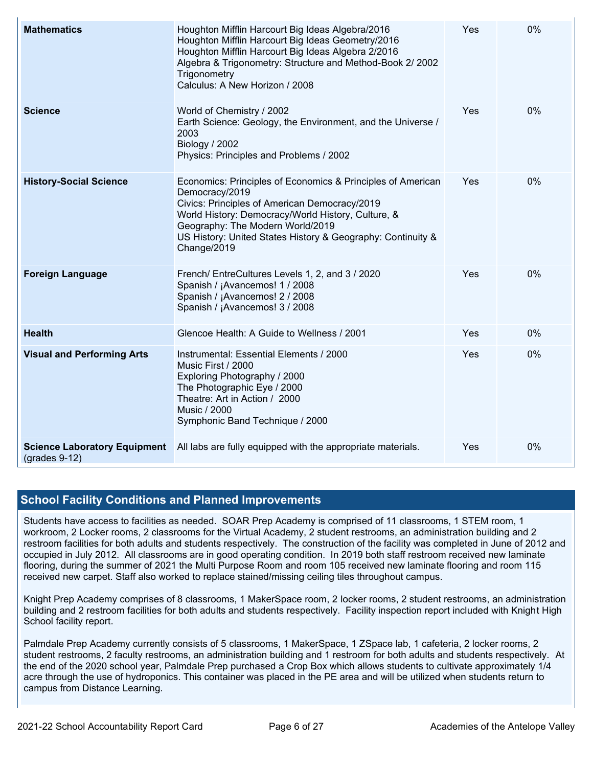| | | | |
|---|---|---|---|
| **Mathematics** | Houghton Mifflin Harcourt Big Ideas Algebra/2016<br>Houghton Mifflin Harcourt Big Ideas Geometry/2016<br>Houghton Mifflin Harcourt Big Ideas Algebra 2/2016<br>Algebra & Trigonometry: Structure and Method-Book 2/ 2002<br>Trigonometry<br>Calculus: A New Horizon / 2008 | Yes | 0% |
| **Science** | World of Chemistry / 2002<br>Earth Science: Geology, the Environment, and the Universe / 2003<br>Biology / 2002<br>Physics: Principles and Problems / 2002 | Yes | 0% |
| **History-Social Science** | Economics: Principles of Economics & Principles of American Democracy/2019<br>Civics: Principles of American Democracy/2019<br>World History: Democracy/World History, Culture, & Geography: The Modern World/2019<br>US History: United States History & Geography: Continuity & Change/2019 | Yes | 0% |
| **Foreign Language** | French/ EntreCultures Levels 1, 2, and 3 / 2020<br>Spanish / ¡Avancemos! 1 / 2008<br>Spanish / ¡Avancemos! 2 / 2008<br>Spanish / ¡Avancemos! 3 / 2008 | Yes | 0% |
| **Health** | Glencoe Health: A Guide to Wellness / 2001 | Yes | 0% |
| **Visual and Performing Arts** | Instrumental: Essential Elements / 2000<br>Music First / 2000<br>Exploring Photography / 2000<br>The Photographic Eye / 2000<br>Theatre: Art in Action / 2000<br>Music / 2000<br>Symphonic Band Technique / 2000 | Yes | 0% |
| **Science Laboratory Equipment** (grades 9-12) | All labs are fully equipped with the appropriate materials. | Yes | 0% |

## School Facility Conditions and Planned Improvements

Students have access to facilities as needed. SOAR Prep Academy is comprised of 11 classrooms, 1 STEM room, 1 workroom, 2 Locker rooms, 2 classrooms for the Virtual Academy, 2 student restrooms, an administration building and 2 restroom facilities for both adults and students respectively. The construction of the facility was completed in June of 2012 and occupied in July 2012. All classrooms are in good operating condition. In 2019 both staff restroom received new laminate flooring, during the summer of 2021 the Multi Purpose Room and room 105 received new laminate flooring and room 115 received new carpet. Staff also worked to replace stained/missing ceiling tiles throughout campus.

Knight Prep Academy comprises of 8 classrooms, 1 MakerSpace room, 2 locker rooms, 2 student restrooms, an administration building and 2 restroom facilities for both adults and students respectively. Facility inspection report included with Knight High School facility report.

Palmdale Prep Academy currently consists of 5 classrooms, 1 MakerSpace, 1 ZSpace lab, 1 cafeteria, 2 locker rooms, 2 student restrooms, 2 faculty restrooms, an administration building and 1 restroom for both adults and students respectively. At the end of the 2020 school year, Palmdale Prep purchased a Crop Box which allows students to cultivate approximately 1/4 acre through the use of hydroponics. This container was placed in the PE area and will be utilized when students return to campus from Distance Learning.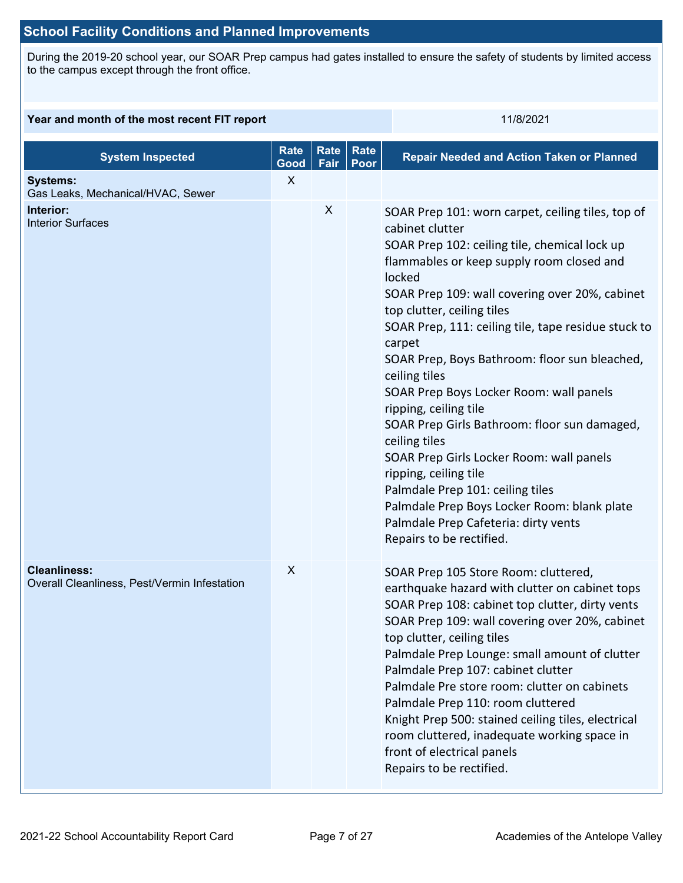## School Facility Conditions and Planned Improvements

During the 2019-20 school year, our SOAR Prep campus had gates installed to ensure the safety of students by limited access to the campus except through the front office.

| Year and month of the most recent FIT report | 11/8/2021 |
|---|---|

| System Inspected | Rate Good | Rate Fair | Rate Poor | Repair Needed and Action Taken or Planned |
|---|---|---|---|---|
| **Systems:** Gas Leaks, Mechanical/HVAC, Sewer | X | | | |
| **Interior:** Interior Surfaces | | X | | SOAR Prep 101: worn carpet, ceiling tiles, top of cabinet clutter<br>SOAR Prep 102: ceiling tile, chemical lock up flammables or keep supply room closed and locked<br>SOAR Prep 109: wall covering over 20%, cabinet top clutter, ceiling tiles<br>SOAR Prep, 111: ceiling tile, tape residue stuck to carpet<br>SOAR Prep, Boys Bathroom: floor sun bleached, ceiling tiles<br>SOAR Prep Boys Locker Room: wall panels ripping, ceiling tile<br>SOAR Prep Girls Bathroom: floor sun damaged, ceiling tiles<br>SOAR Prep Girls Locker Room: wall panels ripping, ceiling tile<br>Palmdale Prep 101: ceiling tiles<br>Palmdale Prep Boys Locker Room: blank plate<br>Palmdale Prep Cafeteria: dirty vents<br>Repairs to be rectified. |
| **Cleanliness:** Overall Cleanliness, Pest/Vermin Infestation | X | | | SOAR Prep 105 Store Room: cluttered, earthquake hazard with clutter on cabinet tops<br>SOAR Prep 108: cabinet top clutter, dirty vents<br>SOAR Prep 109: wall covering over 20%, cabinet top clutter, ceiling tiles<br>Palmdale Prep Lounge: small amount of clutter<br>Palmdale Prep 107: cabinet clutter<br>Palmdale Pre store room: clutter on cabinets<br>Palmdale Prep 110: room cluttered<br>Knight Prep 500: stained ceiling tiles, electrical room cluttered, inadequate working space in front of electrical panels<br>Repairs to be rectified. |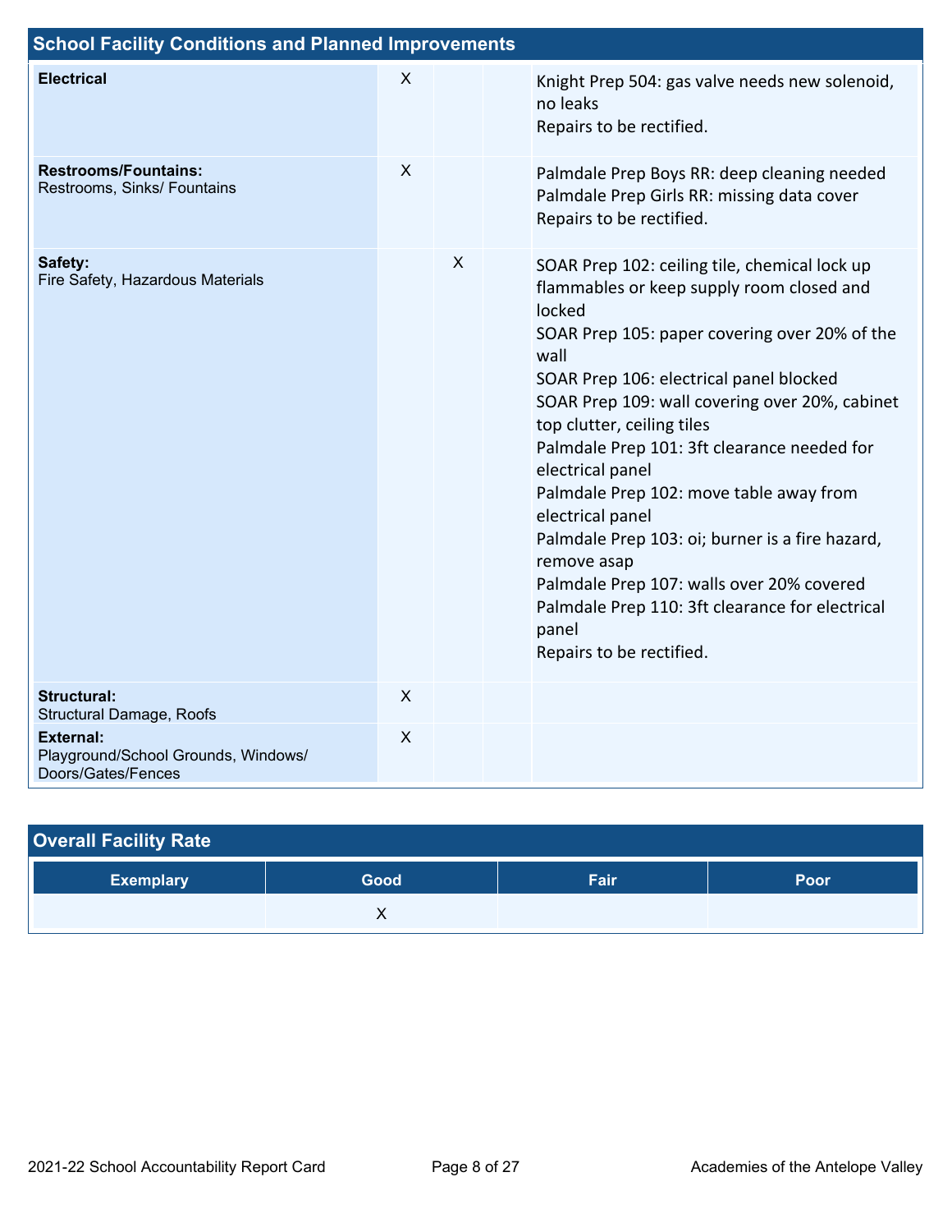## School Facility Conditions and Planned Improvements

| System Inspected | Good | Fair | Poor | Repair Needed and Action Taken or Planned |
|---|---|---|---|---|
| **Electrical** | X | | | Knight Prep 504: gas valve needs new solenoid, no leaks<br>Repairs to be rectified. |
| **Restrooms/Fountains:** Restrooms, Sinks/ Fountains | X | | | Palmdale Prep Boys RR: deep cleaning needed<br>Palmdale Prep Girls RR: missing data cover<br>Repairs to be rectified. |
| **Safety:** Fire Safety, Hazardous Materials | | X | | SOAR Prep 102: ceiling tile, chemical lock up flammables or keep supply room closed and locked<br>SOAR Prep 105: paper covering over 20% of the wall<br>SOAR Prep 106: electrical panel blocked<br>SOAR Prep 109: wall covering over 20%, cabinet top clutter, ceiling tiles<br>Palmdale Prep 101: 3ft clearance needed for electrical panel<br>Palmdale Prep 102: move table away from electrical panel<br>Palmdale Prep 103: oi; burner is a fire hazard, remove asap<br>Palmdale Prep 107: walls over 20% covered<br>Palmdale Prep 110: 3ft clearance for electrical panel<br>Repairs to be rectified. |
| **Structural:** Structural Damage, Roofs | X | | | |
| **External:** Playground/School Grounds, Windows/ Doors/Gates/Fences | X | | | |

## Overall Facility Rate

| Exemplary | Good | Fair | Poor |
|---|---|---|---|
| | X | | |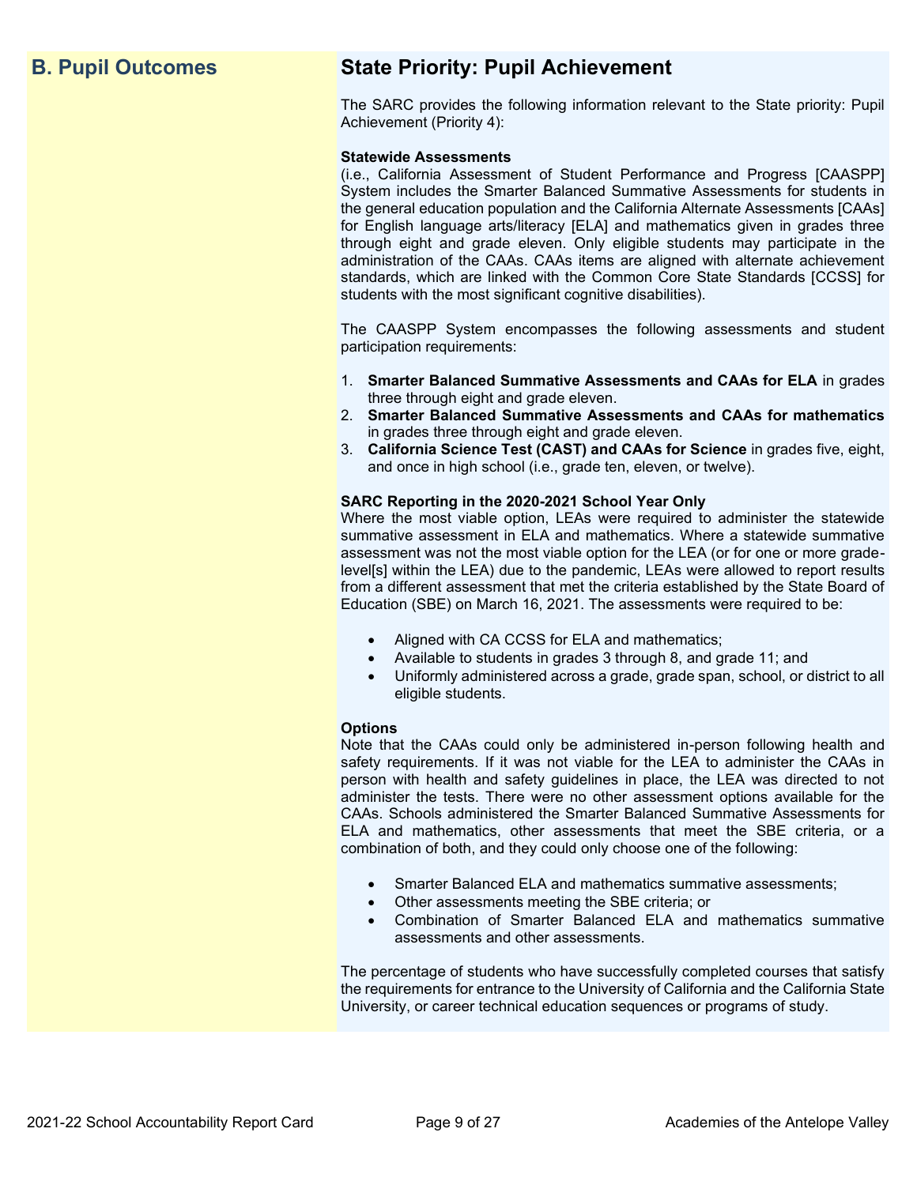## B. Pupil Outcomes

## State Priority: Pupil Achievement

The SARC provides the following information relevant to the State priority: Pupil Achievement (Priority 4):

**Statewide Assessments**
(i.e., California Assessment of Student Performance and Progress [CAASPP] System includes the Smarter Balanced Summative Assessments for students in the general education population and the California Alternate Assessments [CAAs] for English language arts/literacy [ELA] and mathematics given in grades three through eight and grade eleven. Only eligible students may participate in the administration of the CAAs. CAAs items are aligned with alternate achievement standards, which are linked with the Common Core State Standards [CCSS] for students with the most significant cognitive disabilities).

The CAASPP System encompasses the following assessments and student participation requirements:

1. **Smarter Balanced Summative Assessments and CAAs for ELA** in grades three through eight and grade eleven.
2. **Smarter Balanced Summative Assessments and CAAs for mathematics** in grades three through eight and grade eleven.
3. **California Science Test (CAST) and CAAs for Science** in grades five, eight, and once in high school (i.e., grade ten, eleven, or twelve).

**SARC Reporting in the 2020-2021 School Year Only**
Where the most viable option, LEAs were required to administer the statewide summative assessment in ELA and mathematics. Where a statewide summative assessment was not the most viable option for the LEA (or for one or more grade-level[s] within the LEA) due to the pandemic, LEAs were allowed to report results from a different assessment that met the criteria established by the State Board of Education (SBE) on March 16, 2021. The assessments were required to be:

- Aligned with CA CCSS for ELA and mathematics;
- Available to students in grades 3 through 8, and grade 11; and
- Uniformly administered across a grade, grade span, school, or district to all eligible students.

**Options**
Note that the CAAs could only be administered in-person following health and safety requirements. If it was not viable for the LEA to administer the CAAs in person with health and safety guidelines in place, the LEA was directed to not administer the tests. There were no other assessment options available for the CAAs. Schools administered the Smarter Balanced Summative Assessments for ELA and mathematics, other assessments that meet the SBE criteria, or a combination of both, and they could only choose one of the following:

- Smarter Balanced ELA and mathematics summative assessments;
- Other assessments meeting the SBE criteria; or
- Combination of Smarter Balanced ELA and mathematics summative assessments and other assessments.

The percentage of students who have successfully completed courses that satisfy the requirements for entrance to the University of California and the California State University, or career technical education sequences or programs of study.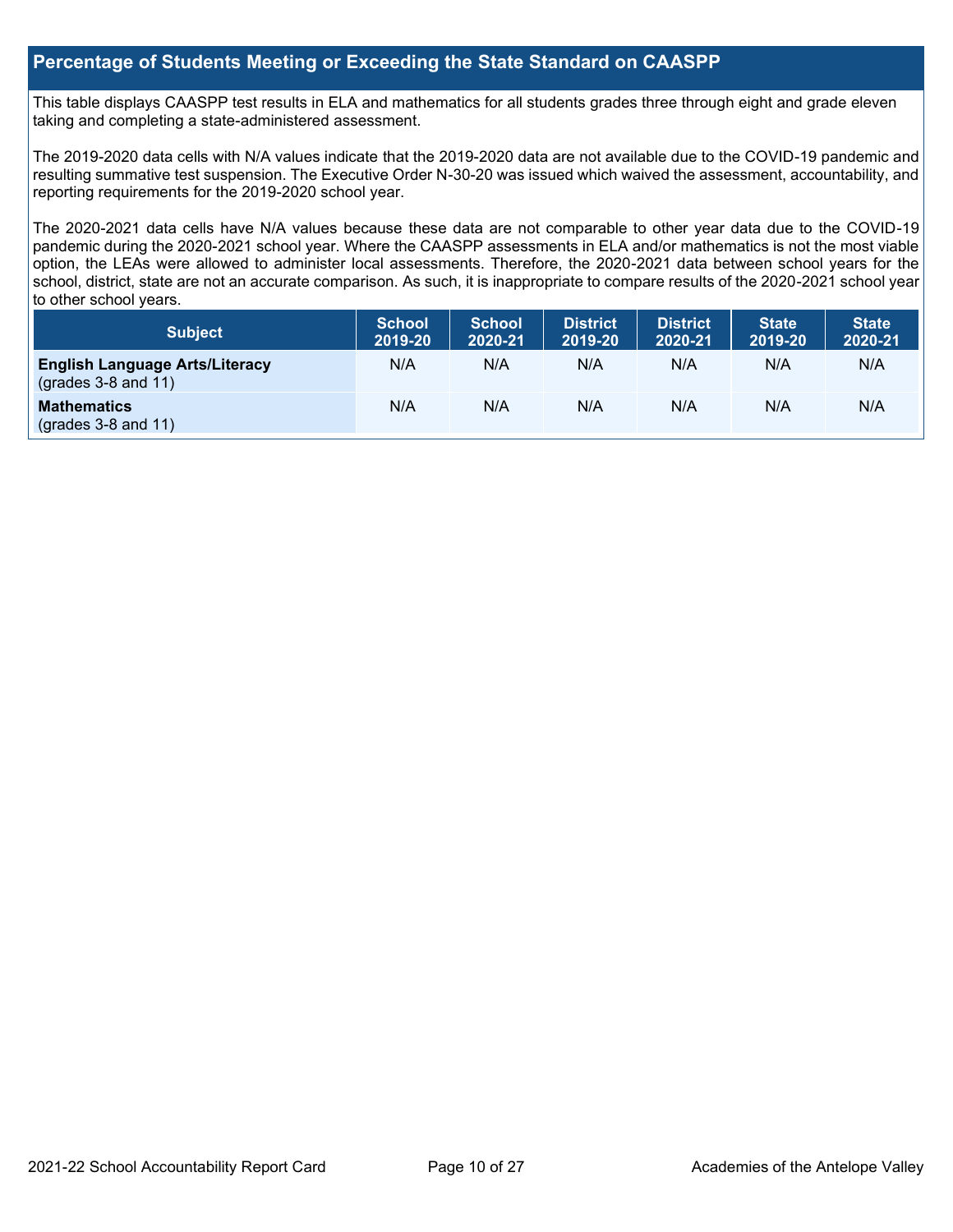## Percentage of Students Meeting or Exceeding the State Standard on CAASPP

This table displays CAASPP test results in ELA and mathematics for all students grades three through eight and grade eleven taking and completing a state-administered assessment.

The 2019-2020 data cells with N/A values indicate that the 2019-2020 data are not available due to the COVID-19 pandemic and resulting summative test suspension. The Executive Order N-30-20 was issued which waived the assessment, accountability, and reporting requirements for the 2019-2020 school year.

The 2020-2021 data cells have N/A values because these data are not comparable to other year data due to the COVID-19 pandemic during the 2020-2021 school year. Where the CAASPP assessments in ELA and/or mathematics is not the most viable option, the LEAs were allowed to administer local assessments. Therefore, the 2020-2021 data between school years for the school, district, state are not an accurate comparison. As such, it is inappropriate to compare results of the 2020-2021 school year to other school years.

| Subject | School 2019-20 | School 2020-21 | District 2019-20 | District 2020-21 | State 2019-20 | State 2020-21 |
|---|---|---|---|---|---|---|
| **English Language Arts/Literacy** (grades 3-8 and 11) | N/A | N/A | N/A | N/A | N/A | N/A |
| **Mathematics** (grades 3-8 and 11) | N/A | N/A | N/A | N/A | N/A | N/A |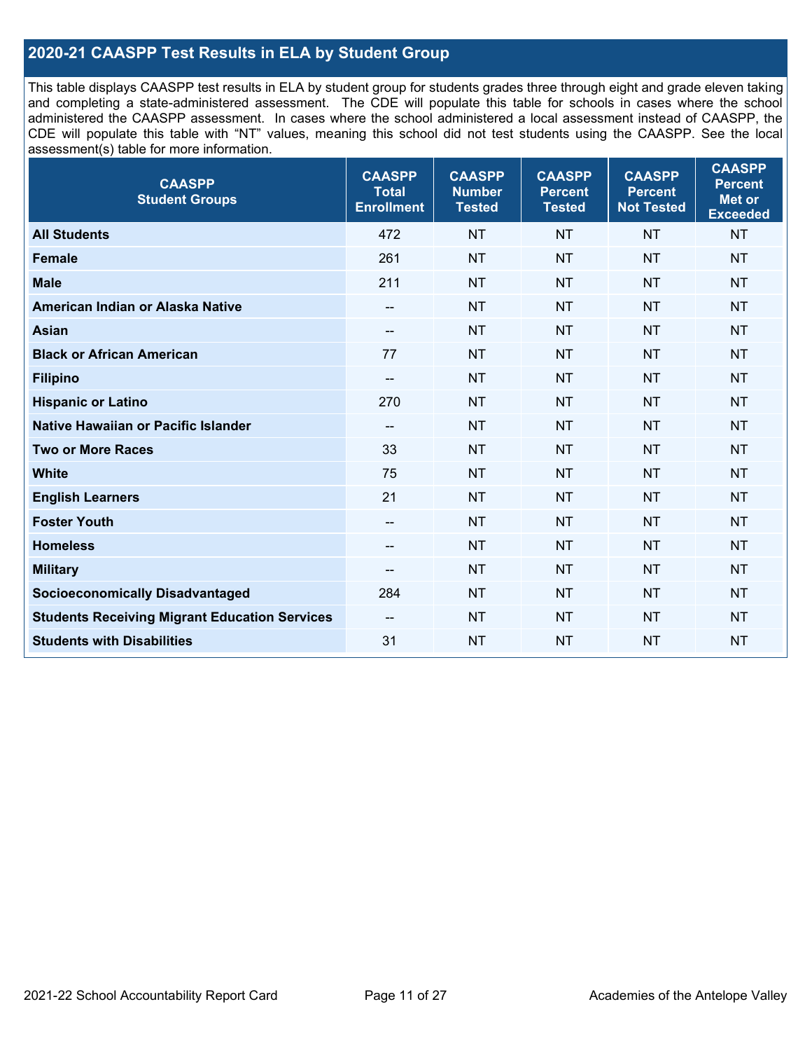## 2020-21 CAASPP Test Results in ELA by Student Group

This table displays CAASPP test results in ELA by student group for students grades three through eight and grade eleven taking and completing a state-administered assessment. The CDE will populate this table for schools in cases where the school administered the CAASPP assessment. In cases where the school administered a local assessment instead of CAASPP, the CDE will populate this table with "NT" values, meaning this school did not test students using the CAASPP. See the local assessment(s) table for more information.

| CAASPP Student Groups | CAASPP Total Enrollment | CAASPP Number Tested | CAASPP Percent Tested | CAASPP Percent Not Tested | CAASPP Percent Met or Exceeded |
|---|---|---|---|---|---|
| **All Students** | 472 | NT | NT | NT | NT |
| **Female** | 261 | NT | NT | NT | NT |
| **Male** | 211 | NT | NT | NT | NT |
| **American Indian or Alaska Native** | -- | NT | NT | NT | NT |
| **Asian** | -- | NT | NT | NT | NT |
| **Black or African American** | 77 | NT | NT | NT | NT |
| **Filipino** | -- | NT | NT | NT | NT |
| **Hispanic or Latino** | 270 | NT | NT | NT | NT |
| **Native Hawaiian or Pacific Islander** | -- | NT | NT | NT | NT |
| **Two or More Races** | 33 | NT | NT | NT | NT |
| **White** | 75 | NT | NT | NT | NT |
| **English Learners** | 21 | NT | NT | NT | NT |
| **Foster Youth** | -- | NT | NT | NT | NT |
| **Homeless** | -- | NT | NT | NT | NT |
| **Military** | -- | NT | NT | NT | NT |
| **Socioeconomically Disadvantaged** | 284 | NT | NT | NT | NT |
| **Students Receiving Migrant Education Services** | -- | NT | NT | NT | NT |
| **Students with Disabilities** | 31 | NT | NT | NT | NT |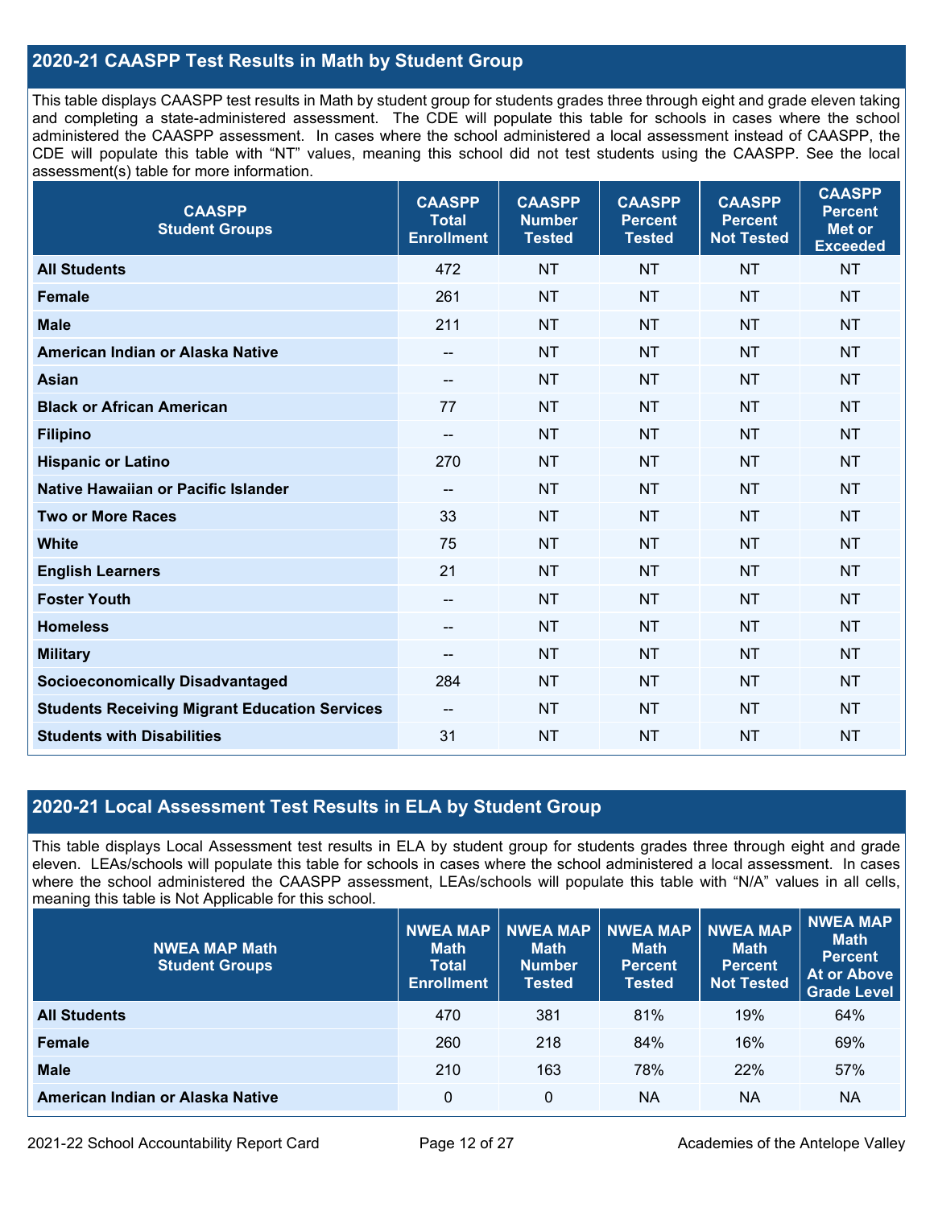## 2020-21 CAASPP Test Results in Math by Student Group

This table displays CAASPP test results in Math by student group for students grades three through eight and grade eleven taking and completing a state-administered assessment. The CDE will populate this table for schools in cases where the school administered the CAASPP assessment. In cases where the school administered a local assessment instead of CAASPP, the CDE will populate this table with “NT” values, meaning this school did not test students using the CAASPP. See the local assessment(s) table for more information.

| CAASPP Student Groups | CAASPP Total Enrollment | CAASPP Number Tested | CAASPP Percent Tested | CAASPP Percent Not Tested | CAASPP Percent Met or Exceeded |
|---|---|---|---|---|---|
| **All Students** | 472 | NT | NT | NT | NT |
| **Female** | 261 | NT | NT | NT | NT |
| **Male** | 211 | NT | NT | NT | NT |
| **American Indian or Alaska Native** | -- | NT | NT | NT | NT |
| **Asian** | -- | NT | NT | NT | NT |
| **Black or African American** | 77 | NT | NT | NT | NT |
| **Filipino** | -- | NT | NT | NT | NT |
| **Hispanic or Latino** | 270 | NT | NT | NT | NT |
| **Native Hawaiian or Pacific Islander** | -- | NT | NT | NT | NT |
| **Two or More Races** | 33 | NT | NT | NT | NT |
| **White** | 75 | NT | NT | NT | NT |
| **English Learners** | 21 | NT | NT | NT | NT |
| **Foster Youth** | -- | NT | NT | NT | NT |
| **Homeless** | -- | NT | NT | NT | NT |
| **Military** | -- | NT | NT | NT | NT |
| **Socioeconomically Disadvantaged** | 284 | NT | NT | NT | NT |
| **Students Receiving Migrant Education Services** | -- | NT | NT | NT | NT |
| **Students with Disabilities** | 31 | NT | NT | NT | NT |

## 2020-21 Local Assessment Test Results in ELA by Student Group

This table displays Local Assessment test results in ELA by student group for students grades three through eight and grade eleven. LEAs/schools will populate this table for schools in cases where the school administered a local assessment. In cases where the school administered the CAASPP assessment, LEAs/schools will populate this table with “N/A” values in all cells, meaning this table is Not Applicable for this school.

| NWEA MAP Math Student Groups | NWEA MAP Math Total Enrollment | NWEA MAP Math Number Tested | NWEA MAP Math Percent Tested | NWEA MAP Math Percent Not Tested | NWEA MAP Math Percent At or Above Grade Level |
|---|---|---|---|---|---|
| **All Students** | 470 | 381 | 81% | 19% | 64% |
| **Female** | 260 | 218 | 84% | 16% | 69% |
| **Male** | 210 | 163 | 78% | 22% | 57% |
| **American Indian or Alaska Native** | 0 | 0 | NA | NA | NA |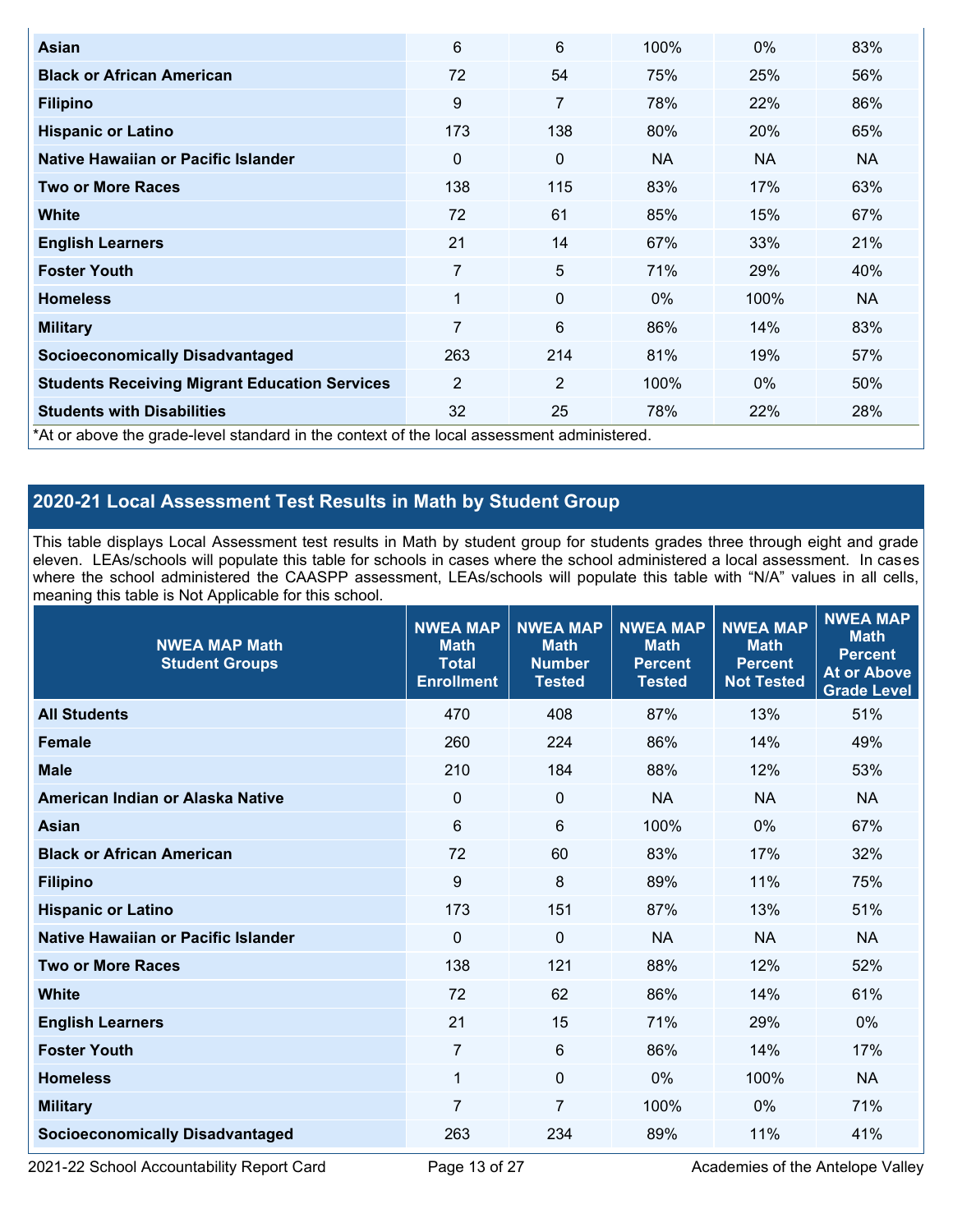| | | | | | |
|---|---|---|---|---|---|
| **Asian** | 6 | 6 | 100% | 0% | 83% |
| **Black or African American** | 72 | 54 | 75% | 25% | 56% |
| **Filipino** | 9 | 7 | 78% | 22% | 86% |
| **Hispanic or Latino** | 173 | 138 | 80% | 20% | 65% |
| **Native Hawaiian or Pacific Islander** | 0 | 0 | NA | NA | NA |
| **Two or More Races** | 138 | 115 | 83% | 17% | 63% |
| **White** | 72 | 61 | 85% | 15% | 67% |
| **English Learners** | 21 | 14 | 67% | 33% | 21% |
| **Foster Youth** | 7 | 5 | 71% | 29% | 40% |
| **Homeless** | 1 | 0 | 0% | 100% | NA |
| **Military** | 7 | 6 | 86% | 14% | 83% |
| **Socioeconomically Disadvantaged** | 263 | 214 | 81% | 19% | 57% |
| **Students Receiving Migrant Education Services** | 2 | 2 | 100% | 0% | 50% |
| **Students with Disabilities** | 32 | 25 | 78% | 22% | 28% |

*At or above the grade-level standard in the context of the local assessment administered.

## 2020-21 Local Assessment Test Results in Math by Student Group

This table displays Local Assessment test results in Math by student group for students grades three through eight and grade eleven. LEAs/schools will populate this table for schools in cases where the school administered a local assessment. In cases where the school administered the CAASPP assessment, LEAs/schools will populate this table with "N/A" values in all cells, meaning this table is Not Applicable for this school.

| NWEA MAP Math Student Groups | NWEA MAP Math Total Enrollment | NWEA MAP Math Number Tested | NWEA MAP Math Percent Tested | NWEA MAP Math Percent Not Tested | NWEA MAP Math Percent At or Above Grade Level |
|---|---|---|---|---|---|
| **All Students** | 470 | 408 | 87% | 13% | 51% |
| **Female** | 260 | 224 | 86% | 14% | 49% |
| **Male** | 210 | 184 | 88% | 12% | 53% |
| **American Indian or Alaska Native** | 0 | 0 | NA | NA | NA |
| **Asian** | 6 | 6 | 100% | 0% | 67% |
| **Black or African American** | 72 | 60 | 83% | 17% | 32% |
| **Filipino** | 9 | 8 | 89% | 11% | 75% |
| **Hispanic or Latino** | 173 | 151 | 87% | 13% | 51% |
| **Native Hawaiian or Pacific Islander** | 0 | 0 | NA | NA | NA |
| **Two or More Races** | 138 | 121 | 88% | 12% | 52% |
| **White** | 72 | 62 | 86% | 14% | 61% |
| **English Learners** | 21 | 15 | 71% | 29% | 0% |
| **Foster Youth** | 7 | 6 | 86% | 14% | 17% |
| **Homeless** | 1 | 0 | 0% | 100% | NA |
| **Military** | 7 | 7 | 100% | 0% | 71% |
| **Socioeconomically Disadvantaged** | 263 | 234 | 89% | 11% | 41% |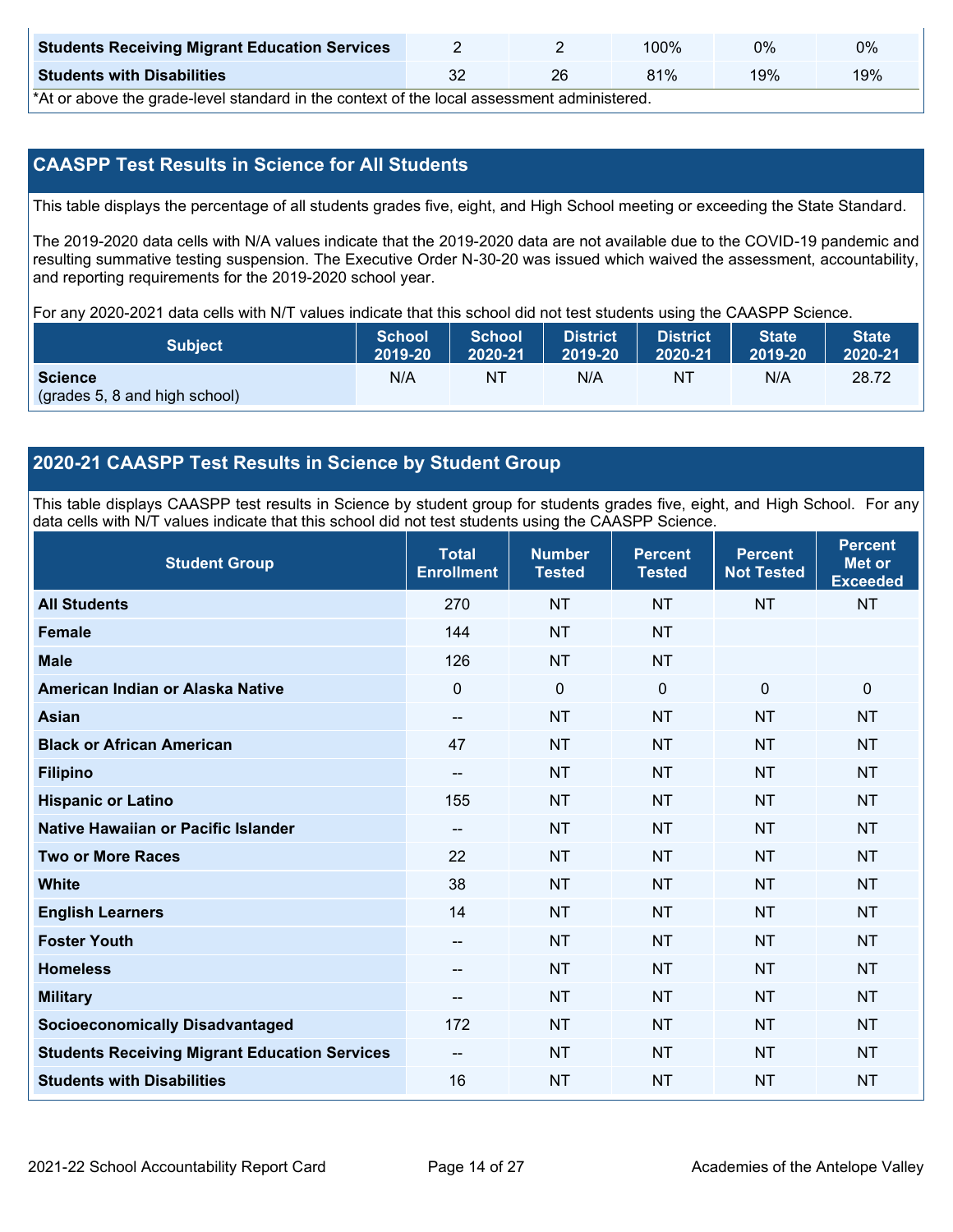| Students Receiving Migrant Education Services | 2 | 2 | 100% | 0% | 0% |
|---|---|---|---|---|---|
| **Students with Disabilities** | 32 | 26 | 81% | 19% | 19% |

*At or above the grade-level standard in the context of the local assessment administered.

## CAASPP Test Results in Science for All Students

This table displays the percentage of all students grades five, eight, and High School meeting or exceeding the State Standard.

The 2019-2020 data cells with N/A values indicate that the 2019-2020 data are not available due to the COVID-19 pandemic and resulting summative testing suspension. The Executive Order N-30-20 was issued which waived the assessment, accountability, and reporting requirements for the 2019-2020 school year.

For any 2020-2021 data cells with N/T values indicate that this school did not test students using the CAASPP Science.

| Subject | School 2019-20 | School 2020-21 | District 2019-20 | District 2020-21 | State 2019-20 | State 2020-21 |
|---|---|---|---|---|---|---|
| **Science** (grades 5, 8 and high school) | N/A | NT | N/A | NT | N/A | 28.72 |

## 2020-21 CAASPP Test Results in Science by Student Group

This table displays CAASPP test results in Science by student group for students grades five, eight, and High School. For any data cells with N/T values indicate that this school did not test students using the CAASPP Science.

| Student Group | Total Enrollment | Number Tested | Percent Tested | Percent Not Tested | Percent Met or Exceeded |
|---|---|---|---|---|---|
| **All Students** | 270 | NT | NT | NT | NT |
| **Female** | 144 | NT | NT | | |
| **Male** | 126 | NT | NT | | |
| **American Indian or Alaska Native** | 0 | 0 | 0 | 0 | 0 |
| **Asian** | -- | NT | NT | NT | NT |
| **Black or African American** | 47 | NT | NT | NT | NT |
| **Filipino** | -- | NT | NT | NT | NT |
| **Hispanic or Latino** | 155 | NT | NT | NT | NT |
| **Native Hawaiian or Pacific Islander** | -- | NT | NT | NT | NT |
| **Two or More Races** | 22 | NT | NT | NT | NT |
| **White** | 38 | NT | NT | NT | NT |
| **English Learners** | 14 | NT | NT | NT | NT |
| **Foster Youth** | -- | NT | NT | NT | NT |
| **Homeless** | -- | NT | NT | NT | NT |
| **Military** | -- | NT | NT | NT | NT |
| **Socioeconomically Disadvantaged** | 172 | NT | NT | NT | NT |
| **Students Receiving Migrant Education Services** | -- | NT | NT | NT | NT |
| **Students with Disabilities** | 16 | NT | NT | NT | NT |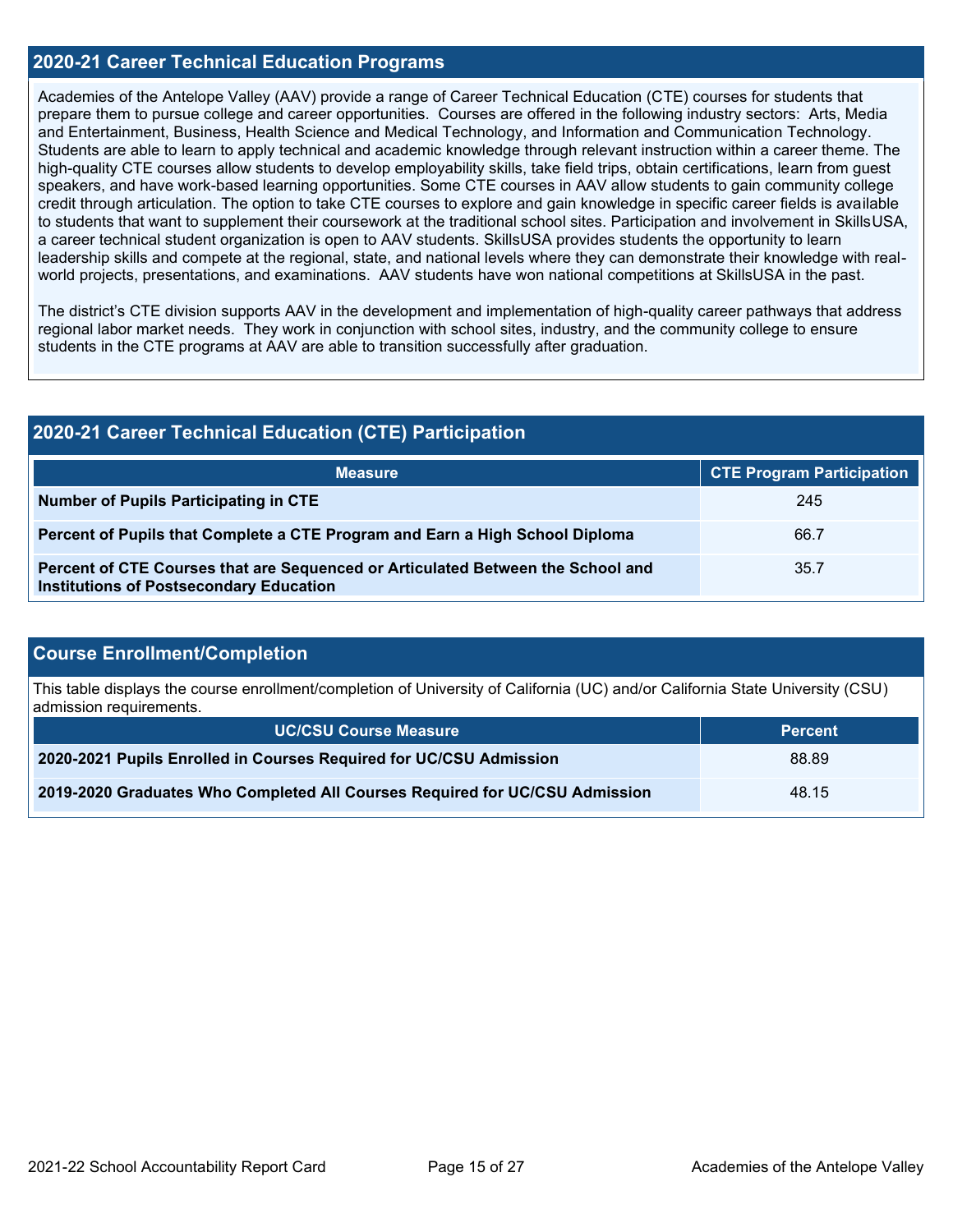## 2020-21 Career Technical Education Programs

Academies of the Antelope Valley (AAV) provide a range of Career Technical Education (CTE) courses for students that prepare them to pursue college and career opportunities. Courses are offered in the following industry sectors: Arts, Media and Entertainment, Business, Health Science and Medical Technology, and Information and Communication Technology. Students are able to learn to apply technical and academic knowledge through relevant instruction within a career theme. The high-quality CTE courses allow students to develop employability skills, take field trips, obtain certifications, learn from guest speakers, and have work-based learning opportunities. Some CTE courses in AAV allow students to gain community college credit through articulation. The option to take CTE courses to explore and gain knowledge in specific career fields is available to students that want to supplement their coursework at the traditional school sites. Participation and involvement in SkillsUSA, a career technical student organization is open to AAV students. SkillsUSA provides students the opportunity to learn leadership skills and compete at the regional, state, and national levels where they can demonstrate their knowledge with real-world projects, presentations, and examinations. AAV students have won national competitions at SkillsUSA in the past.

The district's CTE division supports AAV in the development and implementation of high-quality career pathways that address regional labor market needs. They work in conjunction with school sites, industry, and the community college to ensure students in the CTE programs at AAV are able to transition successfully after graduation.

## 2020-21 Career Technical Education (CTE) Participation

| Measure | CTE Program Participation |
|---|---|
| **Number of Pupils Participating in CTE** | 245 |
| **Percent of Pupils that Complete a CTE Program and Earn a High School Diploma** | 66.7 |
| **Percent of CTE Courses that are Sequenced or Articulated Between the School and Institutions of Postsecondary Education** | 35.7 |

## Course Enrollment/Completion

This table displays the course enrollment/completion of University of California (UC) and/or California State University (CSU) admission requirements.

| UC/CSU Course Measure | Percent |
|---|---|
| **2020-2021 Pupils Enrolled in Courses Required for UC/CSU Admission** | 88.89 |
| **2019-2020 Graduates Who Completed All Courses Required for UC/CSU Admission** | 48.15 |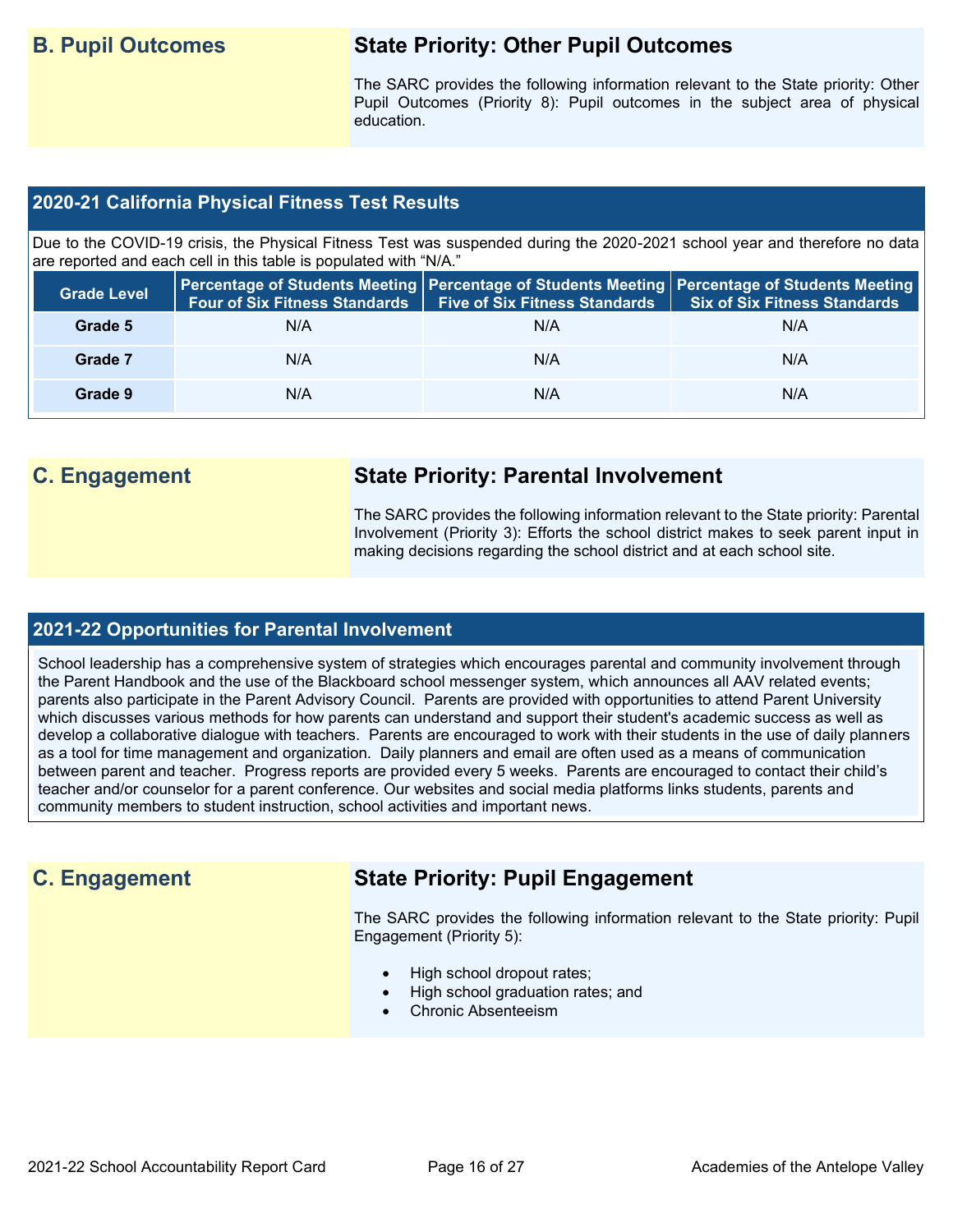## B. Pupil Outcomes

### State Priority: Other Pupil Outcomes

The SARC provides the following information relevant to the State priority: Other Pupil Outcomes (Priority 8): Pupil outcomes in the subject area of physical education.

### 2020-21 California Physical Fitness Test Results

Due to the COVID-19 crisis, the Physical Fitness Test was suspended during the 2020-2021 school year and therefore no data are reported and each cell in this table is populated with "N/A."

| Grade Level | Percentage of Students Meeting Four of Six Fitness Standards | Percentage of Students Meeting Five of Six Fitness Standards | Percentage of Students Meeting Six of Six Fitness Standards |
|---|---|---|---|
| Grade 5 | N/A | N/A | N/A |
| Grade 7 | N/A | N/A | N/A |
| Grade 9 | N/A | N/A | N/A |

## C. Engagement

### State Priority: Parental Involvement

The SARC provides the following information relevant to the State priority: Parental Involvement (Priority 3): Efforts the school district makes to seek parent input in making decisions regarding the school district and at each school site.

### 2021-22 Opportunities for Parental Involvement

School leadership has a comprehensive system of strategies which encourages parental and community involvement through the Parent Handbook and the use of the Blackboard school messenger system, which announces all AAV related events; parents also participate in the Parent Advisory Council. Parents are provided with opportunities to attend Parent University which discusses various methods for how parents can understand and support their student's academic success as well as develop a collaborative dialogue with teachers. Parents are encouraged to work with their students in the use of daily planners as a tool for time management and organization. Daily planners and email are often used as a means of communication between parent and teacher. Progress reports are provided every 5 weeks. Parents are encouraged to contact their child's teacher and/or counselor for a parent conference. Our websites and social media platforms links students, parents and community members to student instruction, school activities and important news.

## C. Engagement

### State Priority: Pupil Engagement

The SARC provides the following information relevant to the State priority: Pupil Engagement (Priority 5):

- High school dropout rates;
- High school graduation rates; and
- Chronic Absenteeism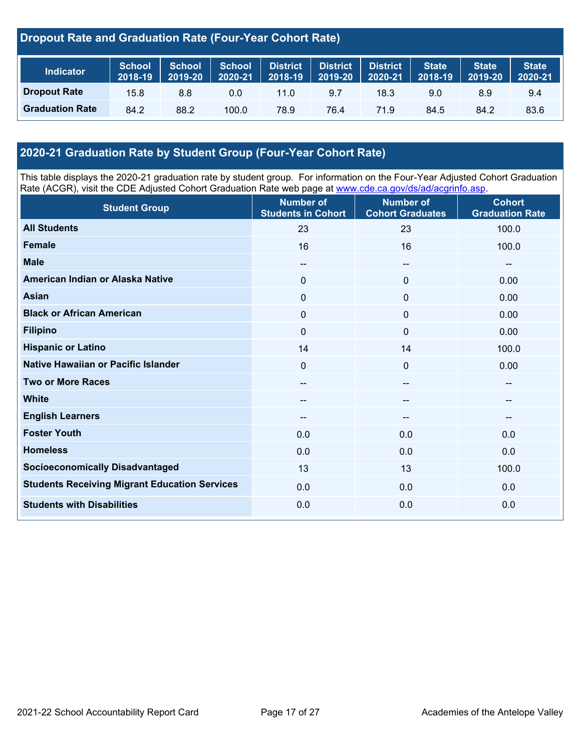## Dropout Rate and Graduation Rate (Four-Year Cohort Rate)

| Indicator | School 2018-19 | School 2019-20 | School 2020-21 | District 2018-19 | District 2019-20 | District 2020-21 | State 2018-19 | State 2019-20 | State 2020-21 |
|---|---|---|---|---|---|---|---|---|---|
| **Dropout Rate** | 15.8 | 8.8 | 0.0 | 11.0 | 9.7 | 18.3 | 9.0 | 8.9 | 9.4 |
| **Graduation Rate** | 84.2 | 88.2 | 100.0 | 78.9 | 76.4 | 71.9 | 84.5 | 84.2 | 83.6 |

## 2020-21 Graduation Rate by Student Group (Four-Year Cohort Rate)

This table displays the 2020-21 graduation rate by student group. For information on the Four-Year Adjusted Cohort Graduation Rate (ACGR), visit the CDE Adjusted Cohort Graduation Rate web page at www.cde.ca.gov/ds/ad/acgrinfo.asp.

| Student Group | Number of Students in Cohort | Number of Cohort Graduates | Cohort Graduation Rate |
|---|---|---|---|
| **All Students** | 23 | 23 | 100.0 |
| **Female** | 16 | 16 | 100.0 |
| **Male** | -- | -- | -- |
| **American Indian or Alaska Native** | 0 | 0 | 0.00 |
| **Asian** | 0 | 0 | 0.00 |
| **Black or African American** | 0 | 0 | 0.00 |
| **Filipino** | 0 | 0 | 0.00 |
| **Hispanic or Latino** | 14 | 14 | 100.0 |
| **Native Hawaiian or Pacific Islander** | 0 | 0 | 0.00 |
| **Two or More Races** | -- | -- | -- |
| **White** | -- | -- | -- |
| **English Learners** | -- | -- | -- |
| **Foster Youth** | 0.0 | 0.0 | 0.0 |
| **Homeless** | 0.0 | 0.0 | 0.0 |
| **Socioeconomically Disadvantaged** | 13 | 13 | 100.0 |
| **Students Receiving Migrant Education Services** | 0.0 | 0.0 | 0.0 |
| **Students with Disabilities** | 0.0 | 0.0 | 0.0 |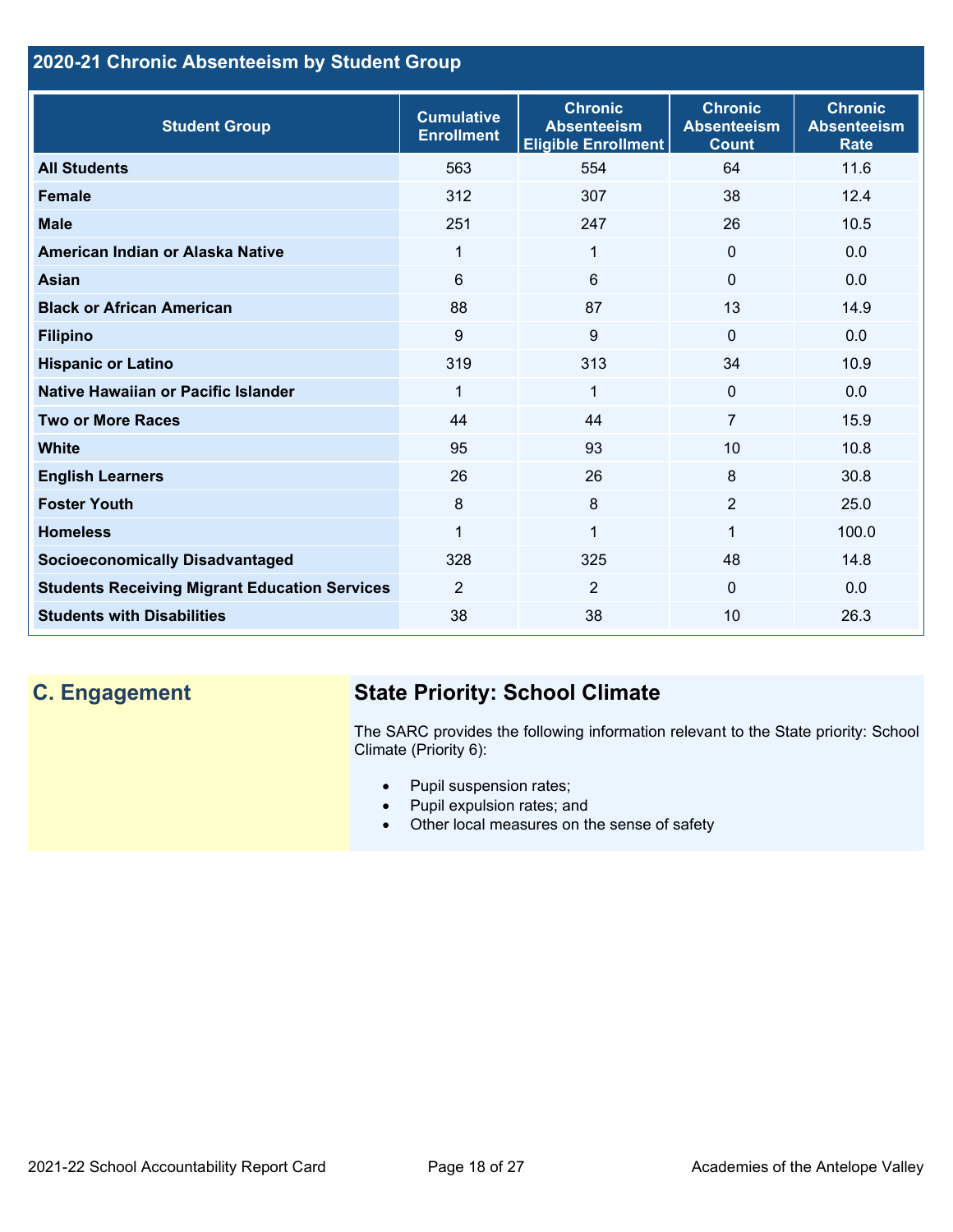## 2020-21 Chronic Absenteeism by Student Group

| Student Group | Cumulative Enrollment | Chronic Absenteeism Eligible Enrollment | Chronic Absenteeism Count | Chronic Absenteeism Rate |
|---|---|---|---|---|
| **All Students** | 563 | 554 | 64 | 11.6 |
| **Female** | 312 | 307 | 38 | 12.4 |
| **Male** | 251 | 247 | 26 | 10.5 |
| **American Indian or Alaska Native** | 1 | 1 | 0 | 0.0 |
| **Asian** | 6 | 6 | 0 | 0.0 |
| **Black or African American** | 88 | 87 | 13 | 14.9 |
| **Filipino** | 9 | 9 | 0 | 0.0 |
| **Hispanic or Latino** | 319 | 313 | 34 | 10.9 |
| **Native Hawaiian or Pacific Islander** | 1 | 1 | 0 | 0.0 |
| **Two or More Races** | 44 | 44 | 7 | 15.9 |
| **White** | 95 | 93 | 10 | 10.8 |
| **English Learners** | 26 | 26 | 8 | 30.8 |
| **Foster Youth** | 8 | 8 | 2 | 25.0 |
| **Homeless** | 1 | 1 | 1 | 100.0 |
| **Socioeconomically Disadvantaged** | 328 | 325 | 48 | 14.8 |
| **Students Receiving Migrant Education Services** | 2 | 2 | 0 | 0.0 |
| **Students with Disabilities** | 38 | 38 | 10 | 26.3 |

## C. Engagement

### State Priority: School Climate

The SARC provides the following information relevant to the State priority: School Climate (Priority 6):

- Pupil suspension rates;
- Pupil expulsion rates; and
- Other local measures on the sense of safety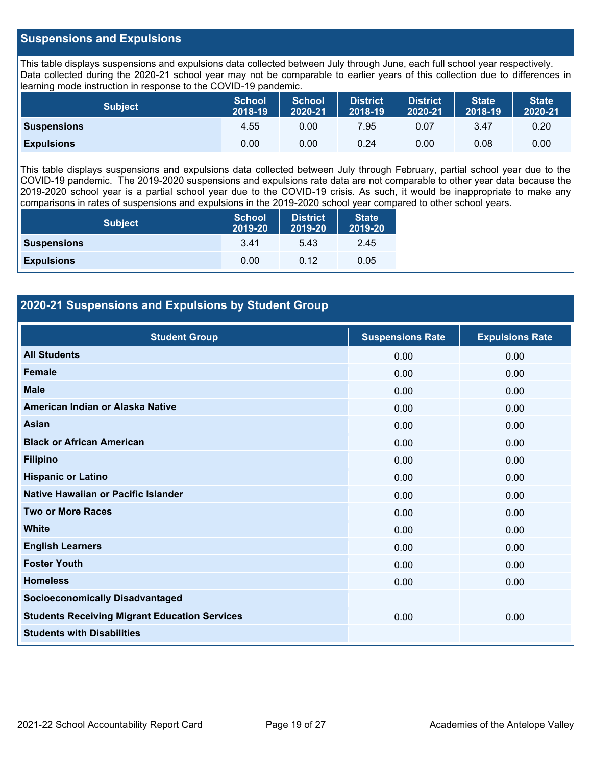## Suspensions and Expulsions

This table displays suspensions and expulsions data collected between July through June, each full school year respectively. Data collected during the 2020-21 school year may not be comparable to earlier years of this collection due to differences in learning mode instruction in response to the COVID-19 pandemic.

| Subject | School 2018-19 | School 2020-21 | District 2018-19 | District 2020-21 | State 2018-19 | State 2020-21 |
|---|---|---|---|---|---|---|
| **Suspensions** | 4.55 | 0.00 | 7.95 | 0.07 | 3.47 | 0.20 |
| **Expulsions** | 0.00 | 0.00 | 0.24 | 0.00 | 0.08 | 0.00 |

This table displays suspensions and expulsions data collected between July through February, partial school year due to the COVID-19 pandemic. The 2019-2020 suspensions and expulsions rate data are not comparable to other year data because the 2019-2020 school year is a partial school year due to the COVID-19 crisis. As such, it would be inappropriate to make any comparisons in rates of suspensions and expulsions in the 2019-2020 school year compared to other school years.

| Subject | School 2019-20 | District 2019-20 | State 2019-20 |
|---|---|---|---|
| **Suspensions** | 3.41 | 5.43 | 2.45 |
| **Expulsions** | 0.00 | 0.12 | 0.05 |

## 2020-21 Suspensions and Expulsions by Student Group

| Student Group | Suspensions Rate | Expulsions Rate |
|---|---|---|
| **All Students** | 0.00 | 0.00 |
| **Female** | 0.00 | 0.00 |
| **Male** | 0.00 | 0.00 |
| **American Indian or Alaska Native** | 0.00 | 0.00 |
| **Asian** | 0.00 | 0.00 |
| **Black or African American** | 0.00 | 0.00 |
| **Filipino** | 0.00 | 0.00 |
| **Hispanic or Latino** | 0.00 | 0.00 |
| **Native Hawaiian or Pacific Islander** | 0.00 | 0.00 |
| **Two or More Races** | 0.00 | 0.00 |
| **White** | 0.00 | 0.00 |
| **English Learners** | 0.00 | 0.00 |
| **Foster Youth** | 0.00 | 0.00 |
| **Homeless** | 0.00 | 0.00 |
| **Socioeconomically Disadvantaged** | | |
| **Students Receiving Migrant Education Services** | 0.00 | 0.00 |
| **Students with Disabilities** | | |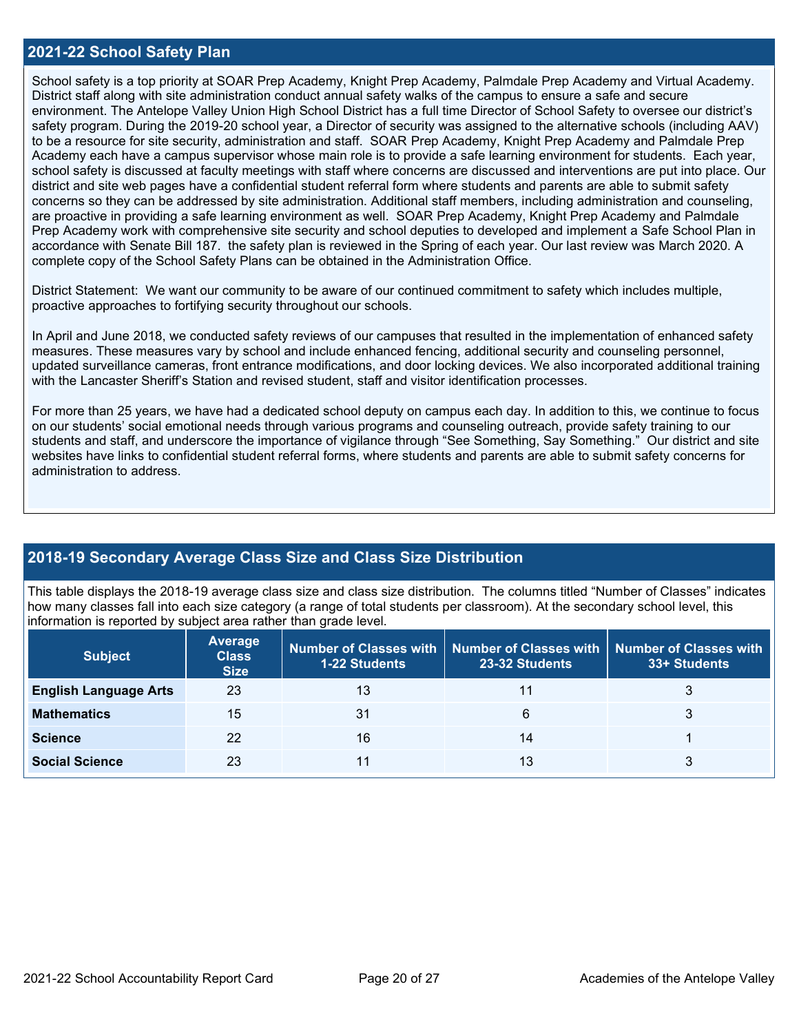## 2021-22 School Safety Plan

School safety is a top priority at SOAR Prep Academy, Knight Prep Academy, Palmdale Prep Academy and Virtual Academy. District staff along with site administration conduct annual safety walks of the campus to ensure a safe and secure environment. The Antelope Valley Union High School District has a full time Director of School Safety to oversee our district's safety program. During the 2019-20 school year, a Director of security was assigned to the alternative schools (including AAV) to be a resource for site security, administration and staff. SOAR Prep Academy, Knight Prep Academy and Palmdale Prep Academy each have a campus supervisor whose main role is to provide a safe learning environment for students. Each year, school safety is discussed at faculty meetings with staff where concerns are discussed and interventions are put into place. Our district and site web pages have a confidential student referral form where students and parents are able to submit safety concerns so they can be addressed by site administration. Additional staff members, including administration and counseling, are proactive in providing a safe learning environment as well. SOAR Prep Academy, Knight Prep Academy and Palmdale Prep Academy work with comprehensive site security and school deputies to developed and implement a Safe School Plan in accordance with Senate Bill 187. the safety plan is reviewed in the Spring of each year. Our last review was March 2020. A complete copy of the School Safety Plans can be obtained in the Administration Office.

District Statement: We want our community to be aware of our continued commitment to safety which includes multiple, proactive approaches to fortifying security throughout our schools.

In April and June 2018, we conducted safety reviews of our campuses that resulted in the implementation of enhanced safety measures. These measures vary by school and include enhanced fencing, additional security and counseling personnel, updated surveillance cameras, front entrance modifications, and door locking devices. We also incorporated additional training with the Lancaster Sheriff's Station and revised student, staff and visitor identification processes.

For more than 25 years, we have had a dedicated school deputy on campus each day. In addition to this, we continue to focus on our students' social emotional needs through various programs and counseling outreach, provide safety training to our students and staff, and underscore the importance of vigilance through "See Something, Say Something." Our district and site websites have links to confidential student referral forms, where students and parents are able to submit safety concerns for administration to address.

## 2018-19 Secondary Average Class Size and Class Size Distribution

This table displays the 2018-19 average class size and class size distribution. The columns titled "Number of Classes" indicates how many classes fall into each size category (a range of total students per classroom). At the secondary school level, this information is reported by subject area rather than grade level.

| Subject | Average Class Size | Number of Classes with 1-22 Students | Number of Classes with 23-32 Students | Number of Classes with 33+ Students |
|---|---|---|---|---|
| **English Language Arts** | 23 | 13 | 11 | 3 |
| **Mathematics** | 15 | 31 | 6 | 3 |
| **Science** | 22 | 16 | 14 | 1 |
| **Social Science** | 23 | 11 | 13 | 3 |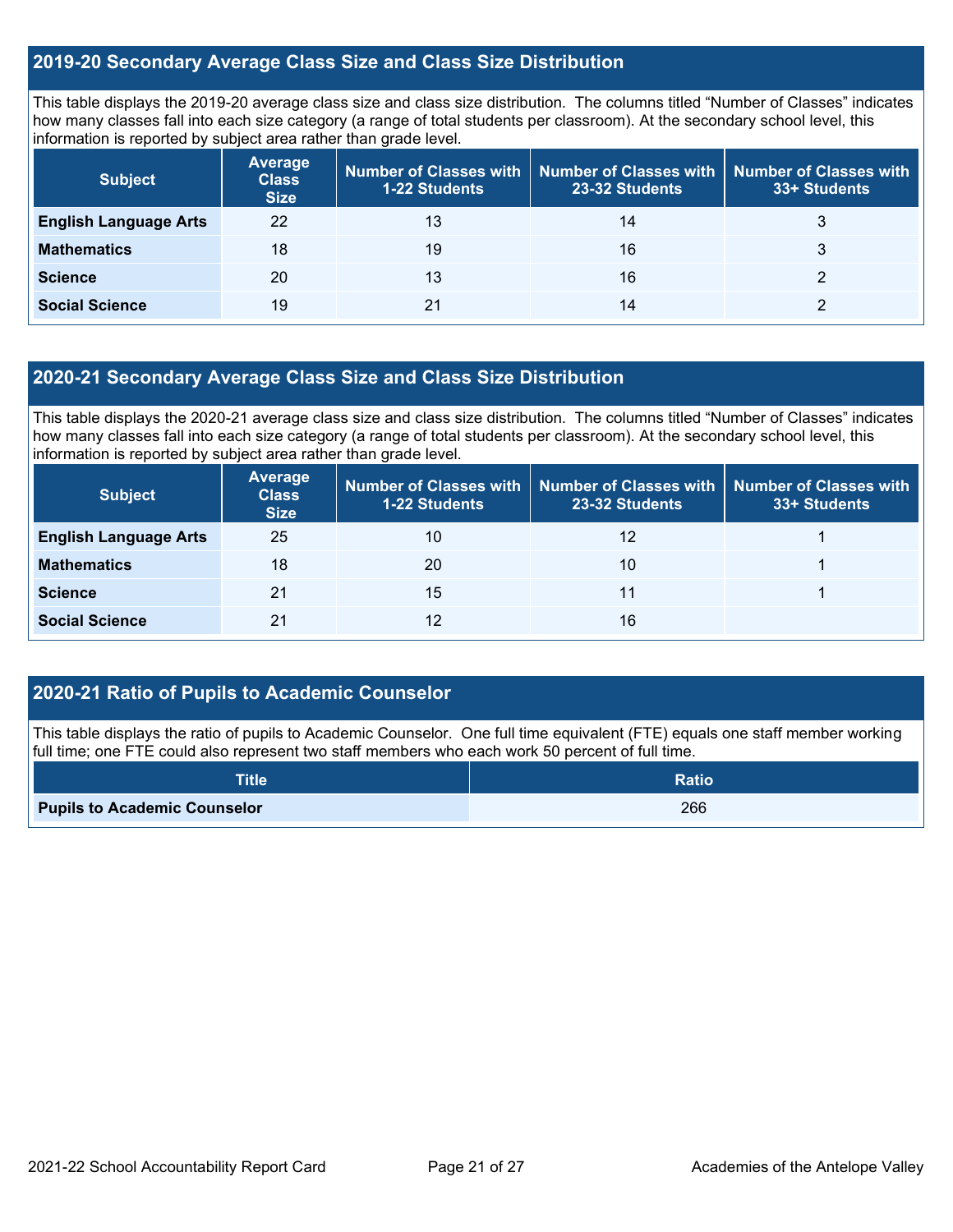## 2019-20 Secondary Average Class Size and Class Size Distribution

This table displays the 2019-20 average class size and class size distribution. The columns titled "Number of Classes" indicates how many classes fall into each size category (a range of total students per classroom). At the secondary school level, this information is reported by subject area rather than grade level.

| Subject | Average Class Size | Number of Classes with 1-22 Students | Number of Classes with 23-32 Students | Number of Classes with 33+ Students |
|---|---|---|---|---|
| **English Language Arts** | 22 | 13 | 14 | 3 |
| **Mathematics** | 18 | 19 | 16 | 3 |
| **Science** | 20 | 13 | 16 | 2 |
| **Social Science** | 19 | 21 | 14 | 2 |

## 2020-21 Secondary Average Class Size and Class Size Distribution

This table displays the 2020-21 average class size and class size distribution. The columns titled "Number of Classes" indicates how many classes fall into each size category (a range of total students per classroom). At the secondary school level, this information is reported by subject area rather than grade level.

| Subject | Average Class Size | Number of Classes with 1-22 Students | Number of Classes with 23-32 Students | Number of Classes with 33+ Students |
|---|---|---|---|---|
| **English Language Arts** | 25 | 10 | 12 | 1 |
| **Mathematics** | 18 | 20 | 10 | 1 |
| **Science** | 21 | 15 | 11 | 1 |
| **Social Science** | 21 | 12 | 16 | |

## 2020-21 Ratio of Pupils to Academic Counselor

This table displays the ratio of pupils to Academic Counselor. One full time equivalent (FTE) equals one staff member working full time; one FTE could also represent two staff members who each work 50 percent of full time.

| Title | Ratio |
|---|---|
| **Pupils to Academic Counselor** | 266 |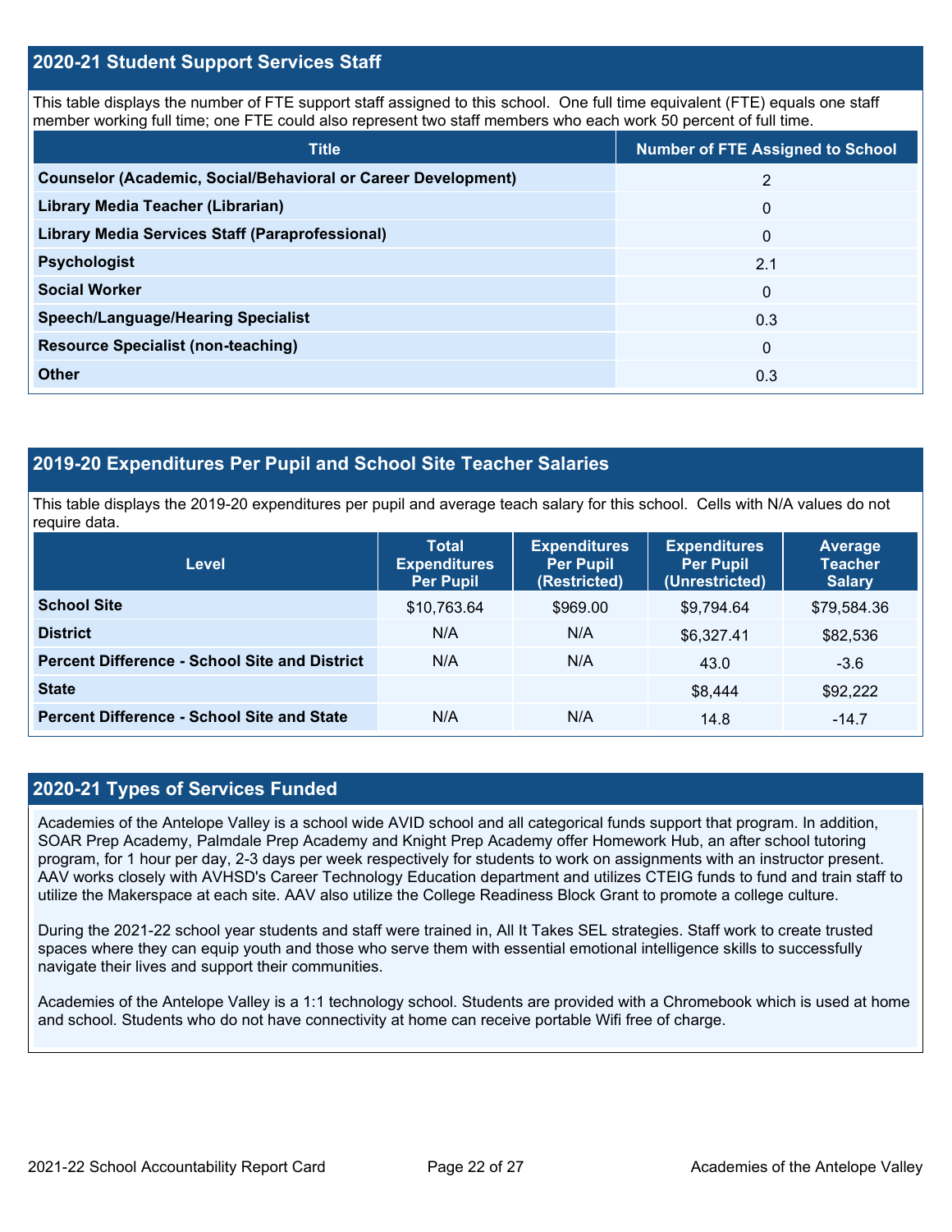## 2020-21 Student Support Services Staff

This table displays the number of FTE support staff assigned to this school. One full time equivalent (FTE) equals one staff member working full time; one FTE could also represent two staff members who each work 50 percent of full time.

| Title | Number of FTE Assigned to School |
|---|---|
| Counselor (Academic, Social/Behavioral or Career Development) | 2 |
| Library Media Teacher (Librarian) | 0 |
| Library Media Services Staff (Paraprofessional) | 0 |
| Psychologist | 2.1 |
| Social Worker | 0 |
| Speech/Language/Hearing Specialist | 0.3 |
| Resource Specialist (non-teaching) | 0 |
| Other | 0.3 |

## 2019-20 Expenditures Per Pupil and School Site Teacher Salaries

This table displays the 2019-20 expenditures per pupil and average teach salary for this school. Cells with N/A values do not require data.

| Level | Total Expenditures Per Pupil | Expenditures Per Pupil (Restricted) | Expenditures Per Pupil (Unrestricted) | Average Teacher Salary |
|---|---|---|---|---|
| School Site | $10,763.64 | $969.00 | $9,794.64 | $79,584.36 |
| District | N/A | N/A | $6,327.41 | $82,536 |
| Percent Difference - School Site and District | N/A | N/A | 43.0 | -3.6 |
| State | | | $8,444 | $92,222 |
| Percent Difference - School Site and State | N/A | N/A | 14.8 | -14.7 |

## 2020-21 Types of Services Funded

Academies of the Antelope Valley is a school wide AVID school and all categorical funds support that program. In addition, SOAR Prep Academy, Palmdale Prep Academy and Knight Prep Academy offer Homework Hub, an after school tutoring program, for 1 hour per day, 2-3 days per week respectively for students to work on assignments with an instructor present. AAV works closely with AVHSD's Career Technology Education department and utilizes CTEIG funds to fund and train staff to utilize the Makerspace at each site. AAV also utilize the College Readiness Block Grant to promote a college culture.

During the 2021-22 school year students and staff were trained in, All It Takes SEL strategies. Staff work to create trusted spaces where they can equip youth and those who serve them with essential emotional intelligence skills to successfully navigate their lives and support their communities.

Academies of the Antelope Valley is a 1:1 technology school. Students are provided with a Chromebook which is used at home and school. Students who do not have connectivity at home can receive portable Wifi free of charge.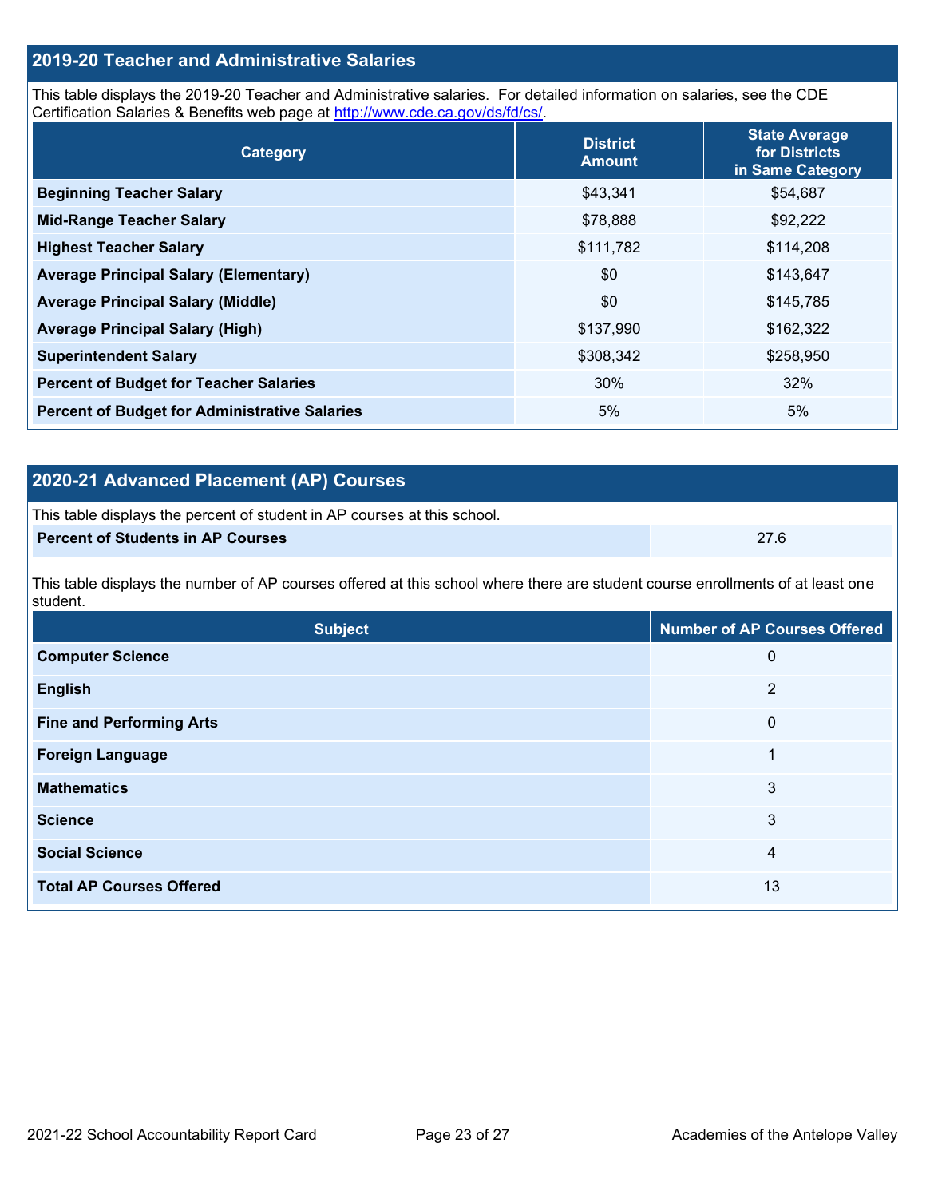## 2019-20 Teacher and Administrative Salaries

This table displays the 2019-20 Teacher and Administrative salaries. For detailed information on salaries, see the CDE Certification Salaries & Benefits web page at http://www.cde.ca.gov/ds/fd/cs/.

| Category | District Amount | State Average for Districts in Same Category |
|---|---|---|
| **Beginning Teacher Salary** | $43,341 | $54,687 |
| **Mid-Range Teacher Salary** | $78,888 | $92,222 |
| **Highest Teacher Salary** | $111,782 | $114,208 |
| **Average Principal Salary (Elementary)** | $0 | $143,647 |
| **Average Principal Salary (Middle)** | $0 | $145,785 |
| **Average Principal Salary (High)** | $137,990 | $162,322 |
| **Superintendent Salary** | $308,342 | $258,950 |
| **Percent of Budget for Teacher Salaries** | 30% | 32% |
| **Percent of Budget for Administrative Salaries** | 5% | 5% |

## 2020-21 Advanced Placement (AP) Courses

This table displays the percent of student in AP courses at this school.

| | |
|---|---|
| **Percent of Students in AP Courses** | 27.6 |

This table displays the number of AP courses offered at this school where there are student course enrollments of at least one student.

| Subject | Number of AP Courses Offered |
|---|---|
| **Computer Science** | 0 |
| **English** | 2 |
| **Fine and Performing Arts** | 0 |
| **Foreign Language** | 1 |
| **Mathematics** | 3 |
| **Science** | 3 |
| **Social Science** | 4 |
| **Total AP Courses Offered** | 13 |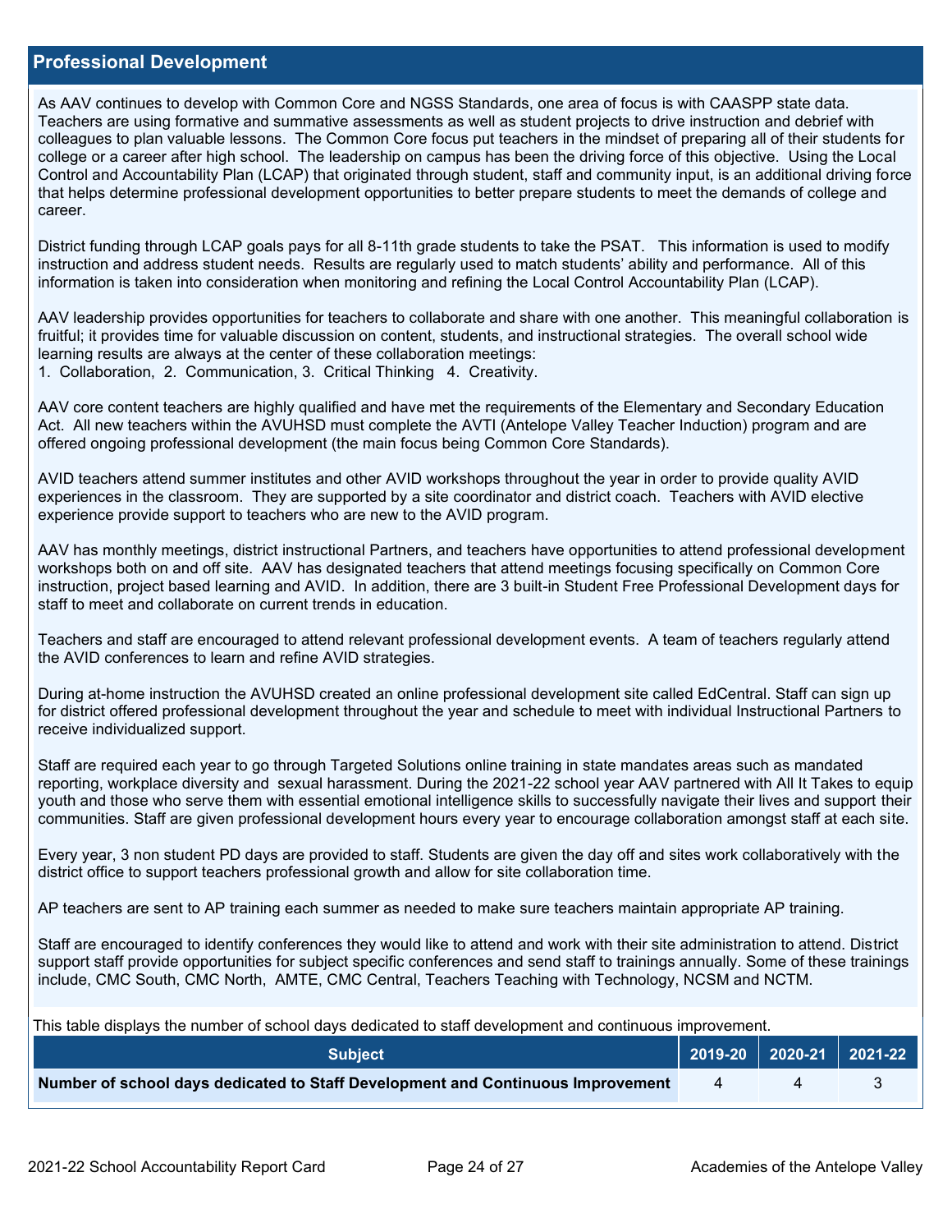## Professional Development

As AAV continues to develop with Common Core and NGSS Standards, one area of focus is with CAASPP state data. Teachers are using formative and summative assessments as well as student projects to drive instruction and debrief with colleagues to plan valuable lessons. The Common Core focus put teachers in the mindset of preparing all of their students for college or a career after high school. The leadership on campus has been the driving force of this objective. Using the Local Control and Accountability Plan (LCAP) that originated through student, staff and community input, is an additional driving force that helps determine professional development opportunities to better prepare students to meet the demands of college and career.

District funding through LCAP goals pays for all 8-11th grade students to take the PSAT. This information is used to modify instruction and address student needs. Results are regularly used to match students' ability and performance. All of this information is taken into consideration when monitoring and refining the Local Control Accountability Plan (LCAP).

AAV leadership provides opportunities for teachers to collaborate and share with one another. This meaningful collaboration is fruitful; it provides time for valuable discussion on content, students, and instructional strategies. The overall school wide learning results are always at the center of these collaboration meetings:
1. Collaboration, 2. Communication, 3. Critical Thinking 4. Creativity.

AAV core content teachers are highly qualified and have met the requirements of the Elementary and Secondary Education Act. All new teachers within the AVUHSD must complete the AVTI (Antelope Valley Teacher Induction) program and are offered ongoing professional development (the main focus being Common Core Standards).

AVID teachers attend summer institutes and other AVID workshops throughout the year in order to provide quality AVID experiences in the classroom. They are supported by a site coordinator and district coach. Teachers with AVID elective experience provide support to teachers who are new to the AVID program.

AAV has monthly meetings, district instructional Partners, and teachers have opportunities to attend professional development workshops both on and off site. AAV has designated teachers that attend meetings focusing specifically on Common Core instruction, project based learning and AVID. In addition, there are 3 built-in Student Free Professional Development days for staff to meet and collaborate on current trends in education.

Teachers and staff are encouraged to attend relevant professional development events. A team of teachers regularly attend the AVID conferences to learn and refine AVID strategies.

During at-home instruction the AVUHSD created an online professional development site called EdCentral. Staff can sign up for district offered professional development throughout the year and schedule to meet with individual Instructional Partners to receive individualized support.

Staff are required each year to go through Targeted Solutions online training in state mandates areas such as mandated reporting, workplace diversity and sexual harassment. During the 2021-22 school year AAV partnered with All It Takes to equip youth and those who serve them with essential emotional intelligence skills to successfully navigate their lives and support their communities. Staff are given professional development hours every year to encourage collaboration amongst staff at each site.

Every year, 3 non student PD days are provided to staff. Students are given the day off and sites work collaboratively with the district office to support teachers professional growth and allow for site collaboration time.

AP teachers are sent to AP training each summer as needed to make sure teachers maintain appropriate AP training.

Staff are encouraged to identify conferences they would like to attend and work with their site administration to attend. District support staff provide opportunities for subject specific conferences and send staff to trainings annually. Some of these trainings include, CMC South, CMC North, AMTE, CMC Central, Teachers Teaching with Technology, NCSM and NCTM.

This table displays the number of school days dedicated to staff development and continuous improvement.

| Subject | 2019-20 | 2020-21 | 2021-22 |
|---|---|---|---|
| **Number of school days dedicated to Staff Development and Continuous Improvement** | 4 | 4 | 3 |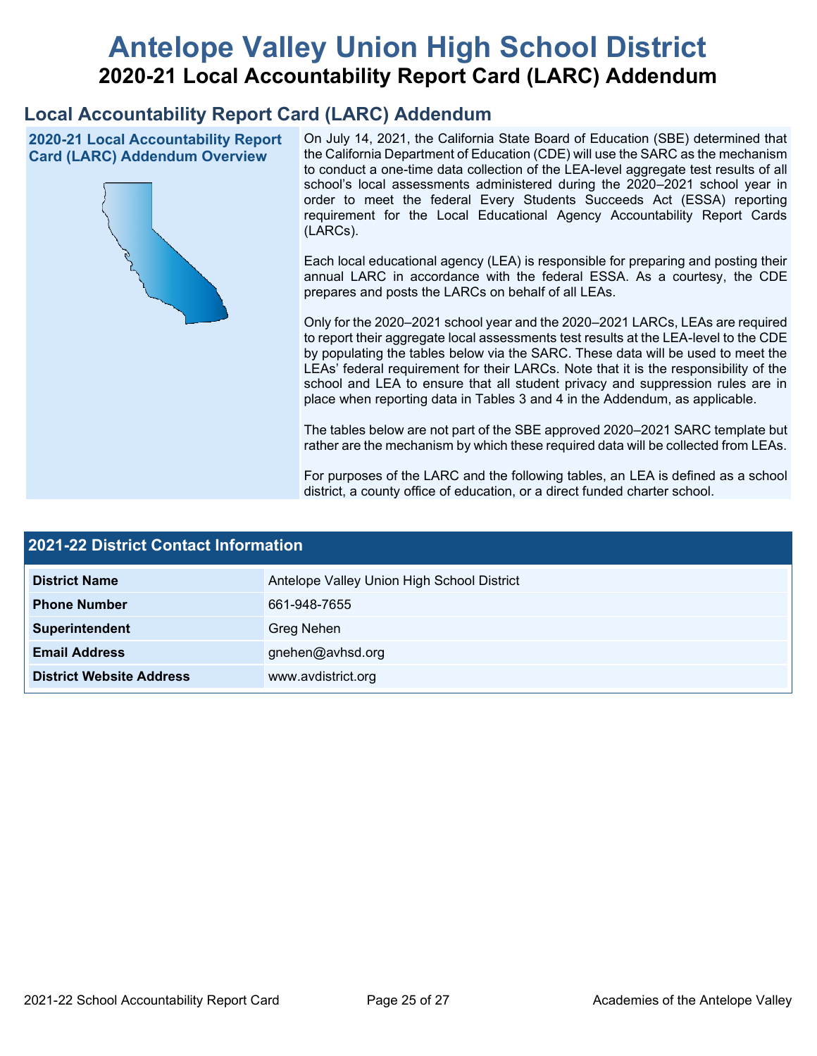# Antelope Valley Union High School District
## 2020-21 Local Accountability Report Card (LARC) Addendum

## Local Accountability Report Card (LARC) Addendum

**2020-21 Local Accountability Report Card (LARC) Addendum Overview**

On July 14, 2021, the California State Board of Education (SBE) determined that the California Department of Education (CDE) will use the SARC as the mechanism to conduct a one-time data collection of the LEA-level aggregate test results of all school's local assessments administered during the 2020–2021 school year in order to meet the federal Every Students Succeeds Act (ESSA) reporting requirement for the Local Educational Agency Accountability Report Cards (LARCs).

Each local educational agency (LEA) is responsible for preparing and posting their annual LARC in accordance with the federal ESSA. As a courtesy, the CDE prepares and posts the LARCs on behalf of all LEAs.

Only for the 2020–2021 school year and the 2020–2021 LARCs, LEAs are required to report their aggregate local assessments test results at the LEA-level to the CDE by populating the tables below via the SARC. These data will be used to meet the LEAs' federal requirement for their LARCs. Note that it is the responsibility of the school and LEA to ensure that all student privacy and suppression rules are in place when reporting data in Tables 3 and 4 in the Addendum, as applicable.

The tables below are not part of the SBE approved 2020–2021 SARC template but rather are the mechanism by which these required data will be collected from LEAs.

For purposes of the LARC and the following tables, an LEA is defined as a school district, a county office of education, or a direct funded charter school.

| 2021-22 District Contact Information | |
|---|---|
| **District Name** | Antelope Valley Union High School District |
| **Phone Number** | 661-948-7655 |
| **Superintendent** | Greg Nehen |
| **Email Address** | gnehen@avhsd.org |
| **District Website Address** | www.avdistrict.org |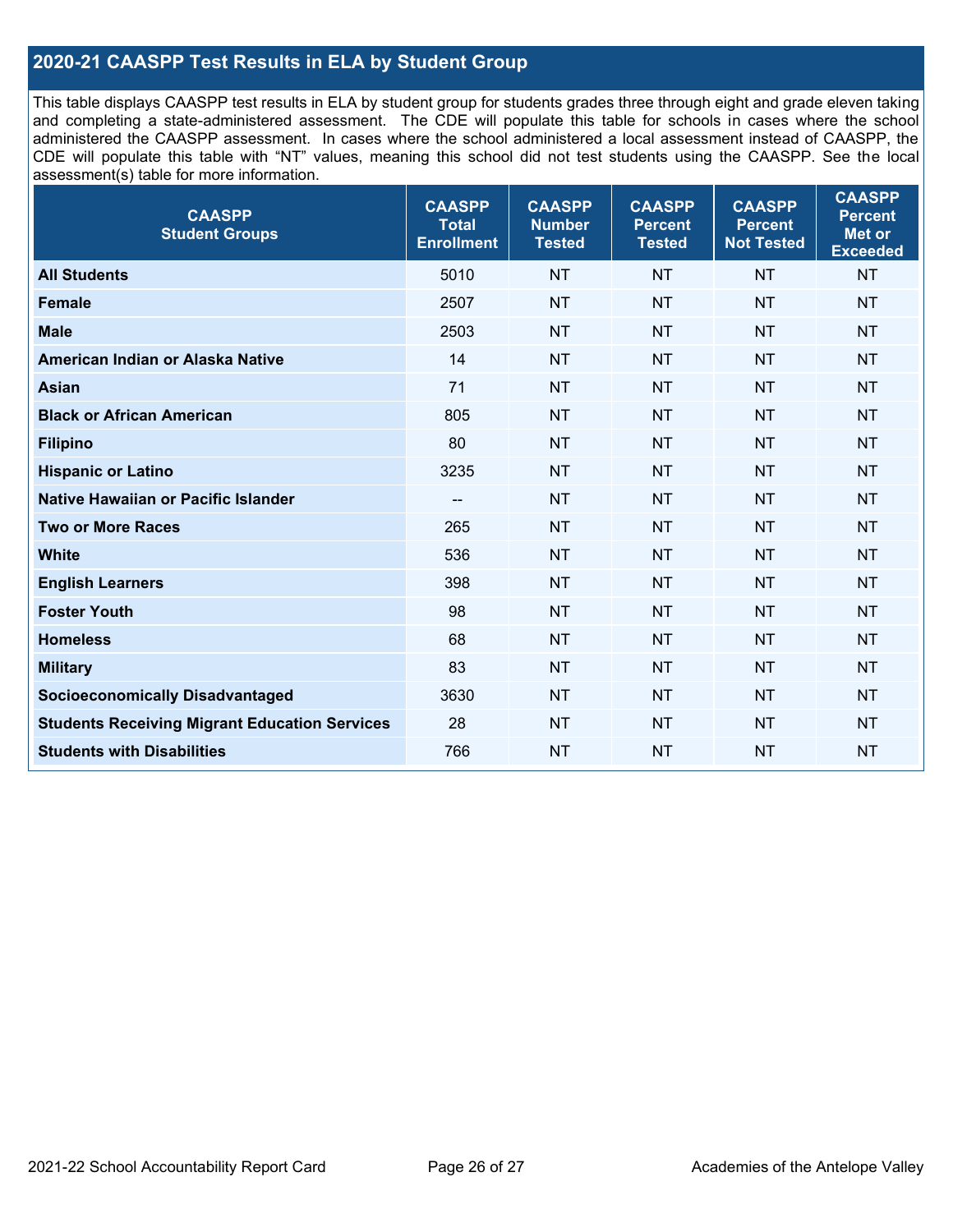## 2020-21 CAASPP Test Results in ELA by Student Group

This table displays CAASPP test results in ELA by student group for students grades three through eight and grade eleven taking and completing a state-administered assessment. The CDE will populate this table for schools in cases where the school administered the CAASPP assessment. In cases where the school administered a local assessment instead of CAASPP, the CDE will populate this table with "NT" values, meaning this school did not test students using the CAASPP. See the local assessment(s) table for more information.

| CAASPP Student Groups | CAASPP Total Enrollment | CAASPP Number Tested | CAASPP Percent Tested | CAASPP Percent Not Tested | CAASPP Percent Met or Exceeded |
|---|---|---|---|---|---|
| **All Students** | 5010 | NT | NT | NT | NT |
| **Female** | 2507 | NT | NT | NT | NT |
| **Male** | 2503 | NT | NT | NT | NT |
| **American Indian or Alaska Native** | 14 | NT | NT | NT | NT |
| **Asian** | 71 | NT | NT | NT | NT |
| **Black or African American** | 805 | NT | NT | NT | NT |
| **Filipino** | 80 | NT | NT | NT | NT |
| **Hispanic or Latino** | 3235 | NT | NT | NT | NT |
| **Native Hawaiian or Pacific Islander** | -- | NT | NT | NT | NT |
| **Two or More Races** | 265 | NT | NT | NT | NT |
| **White** | 536 | NT | NT | NT | NT |
| **English Learners** | 398 | NT | NT | NT | NT |
| **Foster Youth** | 98 | NT | NT | NT | NT |
| **Homeless** | 68 | NT | NT | NT | NT |
| **Military** | 83 | NT | NT | NT | NT |
| **Socioeconomically Disadvantaged** | 3630 | NT | NT | NT | NT |
| **Students Receiving Migrant Education Services** | 28 | NT | NT | NT | NT |
| **Students with Disabilities** | 766 | NT | NT | NT | NT |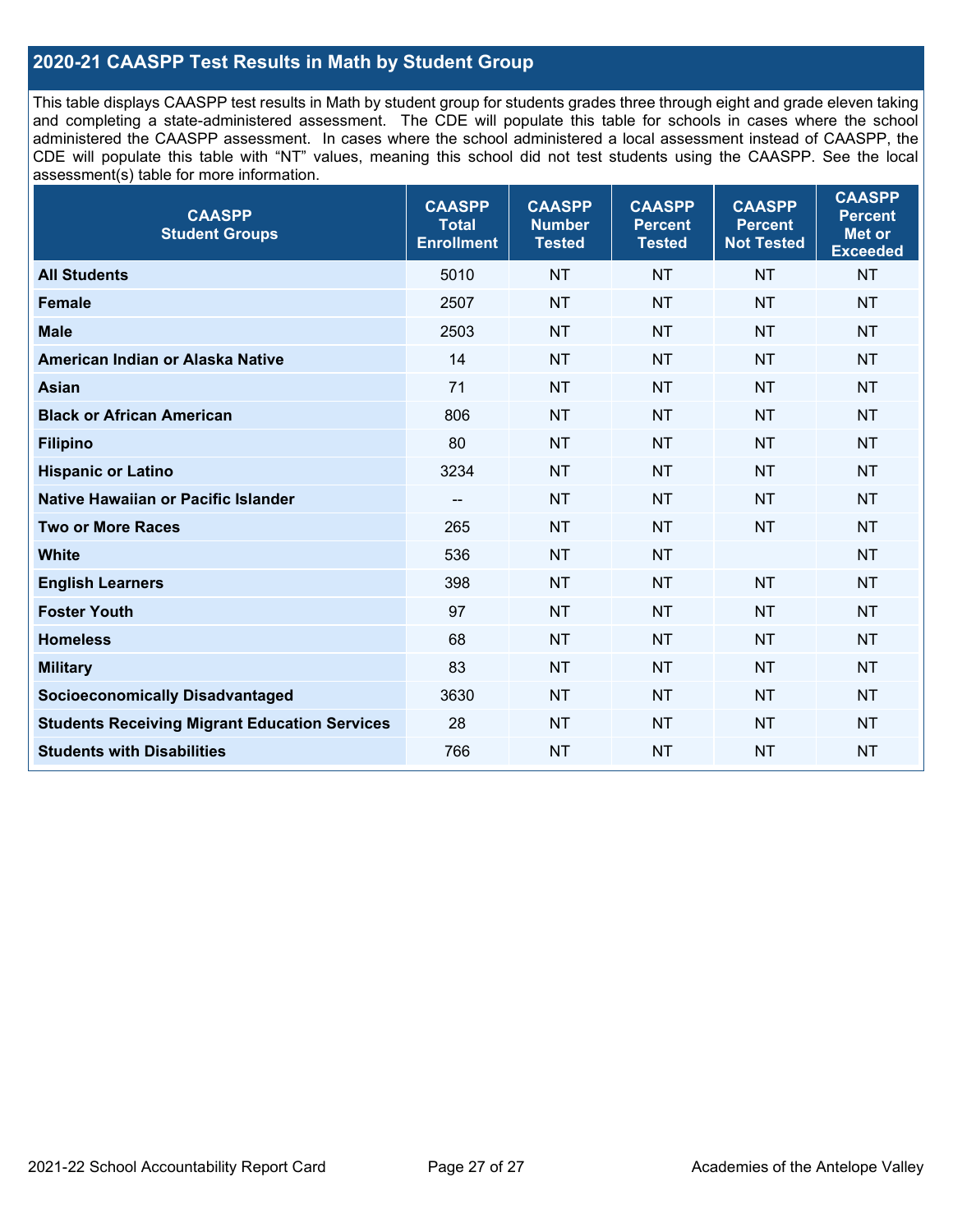## 2020-21 CAASPP Test Results in Math by Student Group

This table displays CAASPP test results in Math by student group for students grades three through eight and grade eleven taking and completing a state-administered assessment. The CDE will populate this table for schools in cases where the school administered the CAASPP assessment. In cases where the school administered a local assessment instead of CAASPP, the CDE will populate this table with "NT" values, meaning this school did not test students using the CAASPP. See the local assessment(s) table for more information.

| CAASPP Student Groups | CAASPP Total Enrollment | CAASPP Number Tested | CAASPP Percent Tested | CAASPP Percent Not Tested | CAASPP Percent Met or Exceeded |
|---|---|---|---|---|---|
| **All Students** | 5010 | NT | NT | NT | NT |
| **Female** | 2507 | NT | NT | NT | NT |
| **Male** | 2503 | NT | NT | NT | NT |
| **American Indian or Alaska Native** | 14 | NT | NT | NT | NT |
| **Asian** | 71 | NT | NT | NT | NT |
| **Black or African American** | 806 | NT | NT | NT | NT |
| **Filipino** | 80 | NT | NT | NT | NT |
| **Hispanic or Latino** | 3234 | NT | NT | NT | NT |
| **Native Hawaiian or Pacific Islander** | -- | NT | NT | NT | NT |
| **Two or More Races** | 265 | NT | NT | NT | NT |
| **White** | 536 | NT | NT | | NT |
| **English Learners** | 398 | NT | NT | NT | NT |
| **Foster Youth** | 97 | NT | NT | NT | NT |
| **Homeless** | 68 | NT | NT | NT | NT |
| **Military** | 83 | NT | NT | NT | NT |
| **Socioeconomically Disadvantaged** | 3630 | NT | NT | NT | NT |
| **Students Receiving Migrant Education Services** | 28 | NT | NT | NT | NT |
| **Students with Disabilities** | 766 | NT | NT | NT | NT |